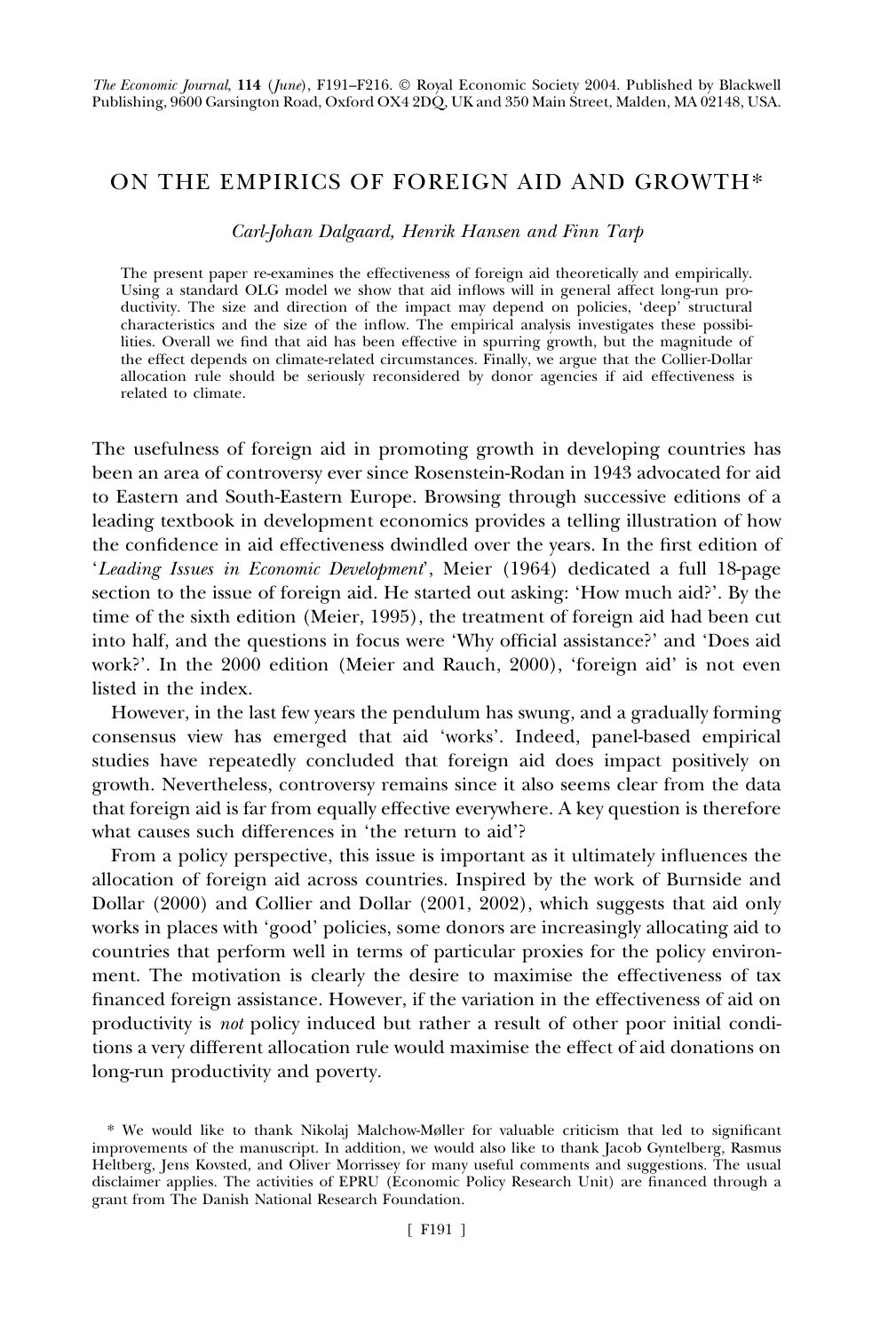# ON THE EMPIRICS OF FOREIGN AID AND GROWTH*

*Carl-Johan Dalgaard, Henrik Hansen and Finn Tarp*

The present paper re-examines the effectiveness of foreign aid theoretically and empirically. Using a standard OLG model we show that aid inflows will in general affect long-run productivity. The size and direction of the impact may depend on policies, 'deep' structural characteristics and the size of the inflow. The empirical analysis investigates these possibilities. Overall we find that aid has been effective in spurring growth, but the magnitude of the effect depends on climate-related circumstances. Finally, we argue that the Collier-Dollar allocation rule should be seriously reconsidered by donor agencies if aid effectiveness is related to climate.

The usefulness of foreign aid in promoting growth in developing countries has been an area of controversy ever since Rosenstein-Rodan in 1943 advocated for aid to Eastern and South-Eastern Europe. Browsing through successive editions of a leading textbook in development economics provides a telling illustration of how the confidence in aid effectiveness dwindled over the years. In the first edition of '*Leading Issues in Economic Development*', Meier (1964) dedicated a full 18-page section to the issue of foreign aid. He started out asking: 'How much aid?'. By the time of the sixth edition (Meier, 1995), the treatment of foreign aid had been cut into half, and the questions in focus were 'Why official assistance?' and 'Does aid work?'. In the 2000 edition (Meier and Rauch, 2000), 'foreign aid' is not even listed in the index.

However, in the last few years the pendulum has swung, and a gradually forming consensus view has emerged that aid 'works'. Indeed, panel-based empirical studies have repeatedly concluded that foreign aid does impact positively on growth. Nevertheless, controversy remains since it also seems clear from the data that foreign aid is far from equally effective everywhere. A key question is therefore what causes such differences in 'the return to aid'?

From a policy perspective, this issue is important as it ultimately influences the allocation of foreign aid across countries. Inspired by the work of Burnside and Dollar (2000) and Collier and Dollar (2001, 2002), which suggests that aid only works in places with 'good' policies, some donors are increasingly allocating aid to countries that perform well in terms of particular proxies for the policy environment. The motivation is clearly the desire to maximise the effectiveness of tax financed foreign assistance. However, if the variation in the effectiveness of aid on productivity is *not* policy induced but rather a result of other poor initial conditions a very different allocation rule would maximise the effect of aid donations on long-run productivity and poverty.

\* We would like to thank Nikolaj Malchow-Møller for valuable criticism that led to significant improvements of the manuscript. In addition, we would also like to thank Jacob Gyntelberg, Rasmus Heltberg, Jens Kovsted, and Oliver Morrissey for many useful comments and suggestions. The usual disclaimer applies. The activities of EPRU (Economic Policy Research Unit) are financed through a grant from The Danish National Research Foundation.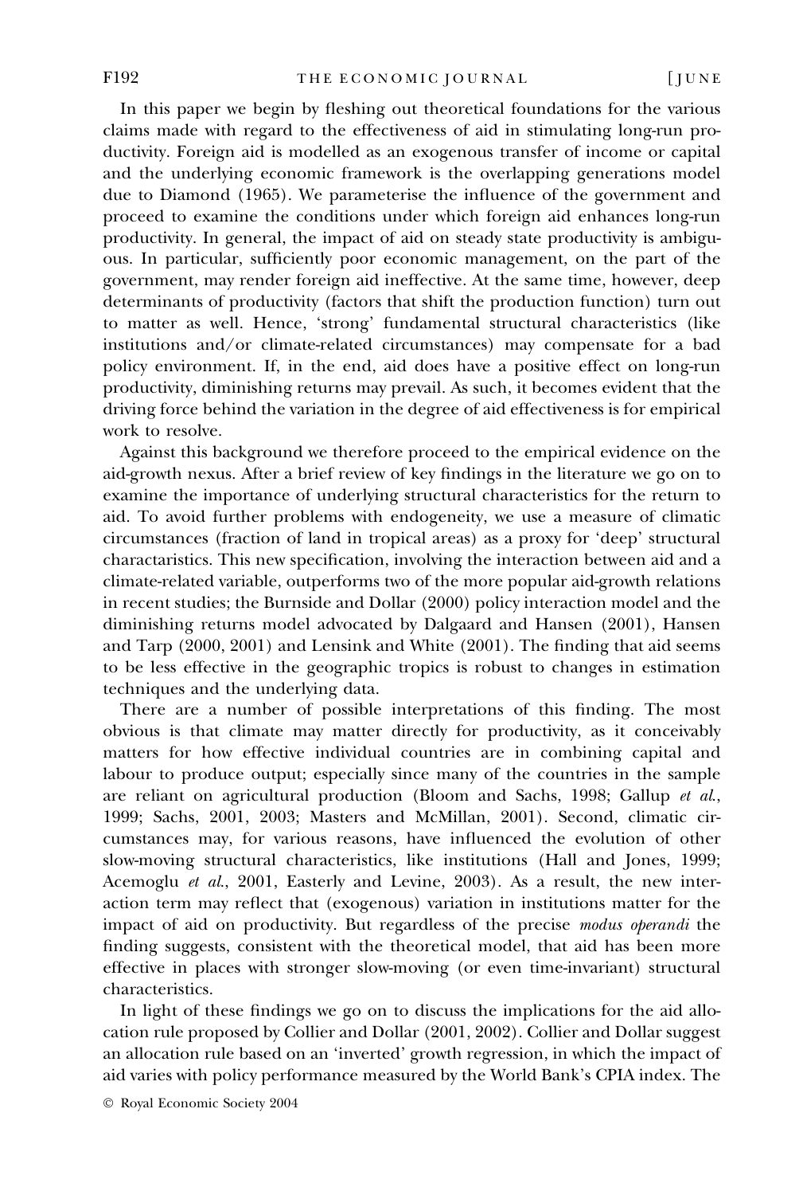In this paper we begin by fleshing out theoretical foundations for the various claims made with regard to the effectiveness of aid in stimulating long-run productivity. Foreign aid is modelled as an exogenous transfer of income or capital and the underlying economic framework is the overlapping generations model due to Diamond (1965). We parameterise the influence of the government and proceed to examine the conditions under which foreign aid enhances long-run productivity. In general, the impact of aid on steady state productivity is ambiguous. In particular, sufficiently poor economic management, on the part of the government, may render foreign aid ineffective. At the same time, however, deep determinants of productivity (factors that shift the production function) turn out to matter as well. Hence, 'strong' fundamental structural characteristics (like institutions and/or climate-related circumstances) may compensate for a bad policy environment. If, in the end, aid does have a positive effect on long-run productivity, diminishing returns may prevail. As such, it becomes evident that the driving force behind the variation in the degree of aid effectiveness is for empirical work to resolve.

Against this background we therefore proceed to the empirical evidence on the aid-growth nexus. After a brief review of key findings in the literature we go on to examine the importance of underlying structural characteristics for the return to aid. To avoid further problems with endogeneity, we use a measure of climatic circumstances (fraction of land in tropical areas) as a proxy for 'deep' structural charactaristics. This new specification, involving the interaction between aid and a climate-related variable, outperforms two of the more popular aid-growth relations in recent studies; the Burnside and Dollar (2000) policy interaction model and the diminishing returns model advocated by Dalgaard and Hansen (2001), Hansen and Tarp (2000, 2001) and Lensink and White (2001). The finding that aid seems to be less effective in the geographic tropics is robust to changes in estimation techniques and the underlying data.

There are a number of possible interpretations of this finding. The most obvious is that climate may matter directly for productivity, as it conceivably matters for how effective individual countries are in combining capital and labour to produce output; especially since many of the countries in the sample are reliant on agricultural production (Bloom and Sachs, 1998; Gallup *et al.*, 1999; Sachs, 2001, 2003; Masters and McMillan, 2001). Second, climatic circumstances may, for various reasons, have influenced the evolution of other slow-moving structural characteristics, like institutions (Hall and Jones, 1999; Acemoglu *et al.*, 2001, Easterly and Levine, 2003). As a result, the new interaction term may reflect that (exogenous) variation in institutions matter for the impact of aid on productivity. But regardless of the precise *modus operandi* the finding suggests, consistent with the theoretical model, that aid has been more effective in places with stronger slow-moving (or even time-invariant) structural characteristics.

In light of these findings we go on to discuss the implications for the aid allocation rule proposed by Collier and Dollar (2001, 2002). Collier and Dollar suggest an allocation rule based on an 'inverted' growth regression, in which the impact of aid varies with policy performance measured by the World Bank's CPIA index. The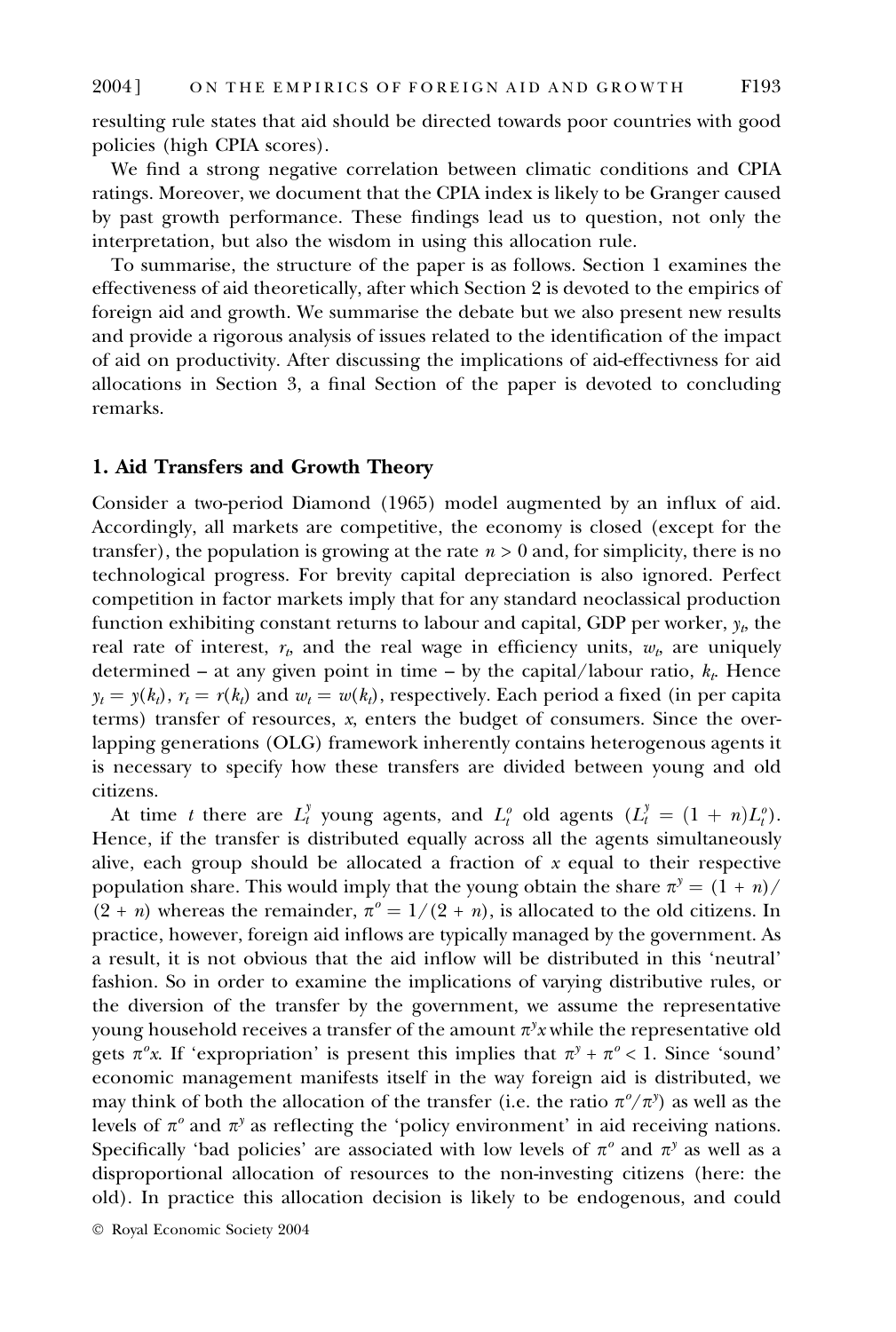resulting rule states that aid should be directed towards poor countries with good policies (high CPIA scores).

We find a strong negative correlation between climatic conditions and CPIA ratings. Moreover, we document that the CPIA index is likely to be Granger caused by past growth performance. These findings lead us to question, not only the interpretation, but also the wisdom in using this allocation rule.

To summarise, the structure of the paper is as follows. Section 1 examines the effectiveness of aid theoretically, after which Section 2 is devoted to the empirics of foreign aid and growth. We summarise the debate but we also present new results and provide a rigorous analysis of issues related to the identification of the impact of aid on productivity. After discussing the implications of aid-effectivness for aid allocations in Section 3, a final Section of the paper is devoted to concluding remarks.

## 1. Aid Transfers and Growth Theory

Consider a two-period Diamond (1965) model augmented by an influx of aid. Accordingly, all markets are competitive, the economy is closed (except for the transfer), the population is growing at the rate $n > 0$ and, for simplicity, there is no technological progress. For brevity capital depreciation is also ignored. Perfect competition in factor markets imply that for any standard neoclassical production function exhibiting constant returns to labour and capital, GDP per worker, $y_t$, the real rate of interest, $r_t$, and the real wage in efficiency units, $w_t$, are uniquely determined – at any given point in time – by the capital/labour ratio, $k_t$. Hence $y_t = y(k_t)$, $r_t = r(k_t)$ and $w_t = w(k_t)$, respectively. Each period a fixed (in per capita terms) transfer of resources, $x$, enters the budget of consumers. Since the overlapping generations (OLG) framework inherently contains heterogenous agents it is necessary to specify how these transfers are divided between young and old citizens.

At time $t$ there are $L_t^y$ young agents, and $L_t^o$ old agents ($L_t^y = (1 + n)L_t^o$). Hence, if the transfer is distributed equally across all the agents simultaneously alive, each group should be allocated a fraction of $x$ equal to their respective population share. This would imply that the young obtain the share $\pi^y = (1 + n)/(2 + n)$ whereas the remainder, $\pi^o = 1/(2 + n)$, is allocated to the old citizens. In practice, however, foreign aid inflows are typically managed by the government. As a result, it is not obvious that the aid inflow will be distributed in this 'neutral' fashion. So in order to examine the implications of varying distributive rules, or the diversion of the transfer by the government, we assume the representative young household receives a transfer of the amount $\pi^y x$ while the representative old gets $\pi^o x$. If 'expropriation' is present this implies that $\pi^y + \pi^o < 1$. Since 'sound' economic management manifests itself in the way foreign aid is distributed, we may think of both the allocation of the transfer (i.e. the ratio $\pi^o/\pi^y$) as well as the levels of $\pi^o$ and $\pi^y$ as reflecting the 'policy environment' in aid receiving nations. Specifically 'bad policies' are associated with low levels of $\pi^o$ and $\pi^y$ as well as a disproportional allocation of resources to the non-investing citizens (here: the old). In practice this allocation decision is likely to be endogenous, and could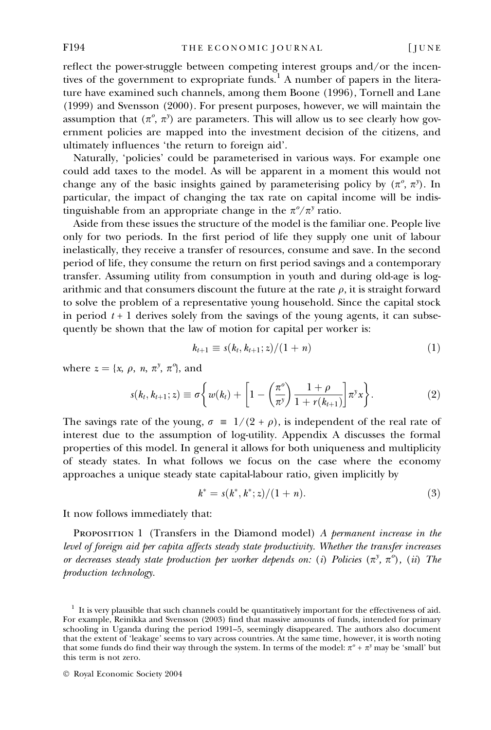reflect the power-struggle between competing interest groups and/or the incentives of the government to expropriate funds.[1] A number of papers in the literature have examined such channels, among them Boone (1996), Tornell and Lane (1999) and Svensson (2000). For present purposes, however, we will maintain the assumption that $(\pi^o, \pi^y)$ are parameters. This will allow us to see clearly how government policies are mapped into the investment decision of the citizens, and ultimately influences 'the return to foreign aid'.

Naturally, 'policies' could be parameterised in various ways. For example one could add taxes to the model. As will be apparent in a moment this would not change any of the basic insights gained by parameterising policy by $(\pi^o, \pi^y)$. In particular, the impact of changing the tax rate on capital income will be indistinguishable from an appropriate change in the $\pi^o/\pi^y$ ratio.

Aside from these issues the structure of the model is the familiar one. People live only for two periods. In the first period of life they supply one unit of labour inelastically, they receive a transfer of resources, consume and save. In the second period of life, they consume the return on first period savings and a contemporary transfer. Assuming utility from consumption in youth and during old-age is logarithmic and that consumers discount the future at the rate $\rho$, it is straight forward to solve the problem of a representative young household. Since the capital stock in period $t+1$ derives solely from the savings of the young agents, it can subsequently be shown that the law of motion for capital per worker is:

$$k_{t+1} \equiv s(k_t, k_{t+1}; z)/(1+n) \tag{1}$$

where $z = \{x, \rho, n, \pi^y, \pi^o\}$, and

$$s(k_t, k_{t+1}; z) \equiv \sigma\left\{w(k_t) + \left[1 - \left(\frac{\pi^o}{\pi^y}\right)\frac{1+\rho}{1+r(k_{t+1})}\right]\pi^y x\right\}. \tag{2}$$

The savings rate of the young, $\sigma \equiv 1/(2+\rho)$, is independent of the real rate of interest due to the assumption of log-utility. Appendix A discusses the formal properties of this model. In general it allows for both uniqueness and multiplicity of steady states. In what follows we focus on the case where the economy approaches a unique steady state capital-labour ratio, given implicitly by

$$k^* = s(k^*, k^*; z)/(1+n). \tag{3}$$

It now follows immediately that:

Proposition 1 (Transfers in the Diamond model) *A permanent increase in the level of foreign aid per capita affects steady state productivity. Whether the transfer increases or decreases steady state production per worker depends on: (i) Policies $(\pi^y, \pi^o)$, (ii) The production technology.*

[1] It is very plausible that such channels could be quantitatively important for the effectiveness of aid. For example, Reinikka and Svensson (2003) find that massive amounts of funds, intended for primary schooling in Uganda during the period 1991–5, seemingly disappeared. The authors also document that the extent of 'leakage' seems to vary across countries. At the same time, however, it is worth noting that some funds do find their way through the system. In terms of the model: $\pi^o + \pi^y$ may be 'small' but this term is not zero.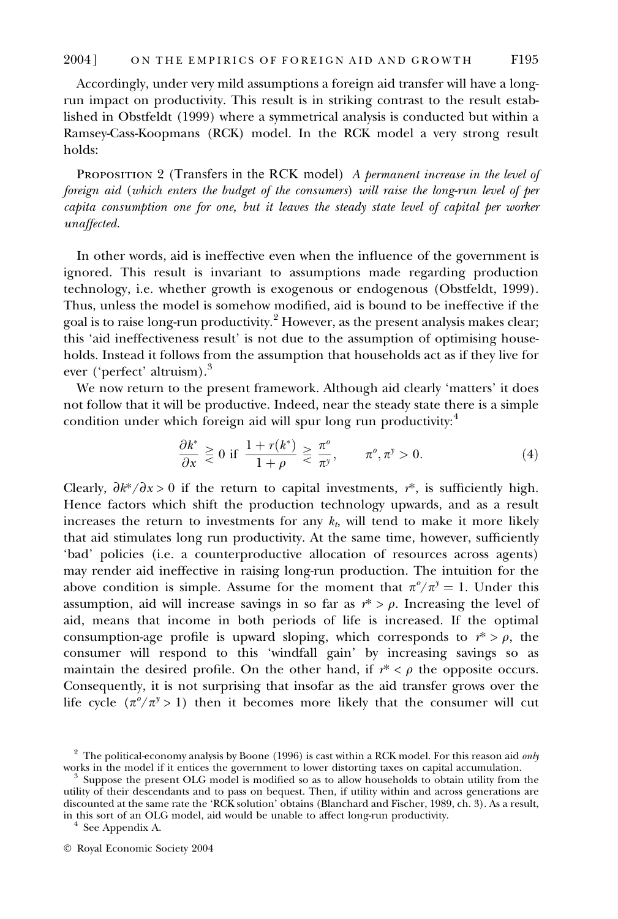Accordingly, under very mild assumptions a foreign aid transfer will have a long-run impact on productivity. This result is in striking contrast to the result established in Obstfeldt (1999) where a symmetrical analysis is conducted but within a Ramsey-Cass-Koopmans (RCK) model. In the RCK model a very strong result holds:

PROPOSITION 2 (Transfers in the RCK model) *A permanent increase in the level of foreign aid (which enters the budget of the consumers) will raise the long-run level of per capita consumption one for one, but it leaves the steady state level of capital per worker unaffected.*

In other words, aid is ineffective even when the influence of the government is ignored. This result is invariant to assumptions made regarding production technology, i.e. whether growth is exogenous or endogenous (Obstfeldt, 1999). Thus, unless the model is somehow modified, aid is bound to be ineffective if the goal is to raise long-run productivity.[2] However, as the present analysis makes clear; this 'aid ineffectiveness result' is not due to the assumption of optimising households. Instead it follows from the assumption that households act as if they live for ever ('perfect' altruism).[3]

We now return to the present framework. Although aid clearly 'matters' it does not follow that it will be productive. Indeed, near the steady state there is a simple condition under which foreign aid will spur long run productivity:[4]

$$\frac{\partial k^*}{\partial x} \gtreqless 0 \text{ if } \frac{1+r(k^*)}{1+\rho} \gtreqless \frac{\pi^o}{\pi^y}, \qquad \pi^o, \pi^y > 0. \tag{4}$$

Clearly, $\partial k^*/\partial x > 0$ if the return to capital investments, $r^*$, is sufficiently high. Hence factors which shift the production technology upwards, and as a result increases the return to investments for any $k_t$, will tend to make it more likely that aid stimulates long run productivity. At the same time, however, sufficiently 'bad' policies (i.e. a counterproductive allocation of resources across agents) may render aid ineffective in raising long-run production. The intuition for the above condition is simple. Assume for the moment that $\pi^o/\pi^y = 1$. Under this assumption, aid will increase savings in so far as $r^* > \rho$. Increasing the level of aid, means that income in both periods of life is increased. If the optimal consumption-age profile is upward sloping, which corresponds to $r^* > \rho$, the consumer will respond to this 'windfall gain' by increasing savings so as maintain the desired profile. On the other hand, if $r^* < \rho$ the opposite occurs. Consequently, it is not surprising that insofar as the aid transfer grows over the life cycle ($\pi^o/\pi^y > 1$) then it becomes more likely that the consumer will cut

---

[2] The political-economy analysis by Boone (1996) is cast within a RCK model. For this reason aid *only* works in the model if it entices the government to lower distorting taxes on capital accumulation.

[3] Suppose the present OLG model is modified so as to allow households to obtain utility from the utility of their descendants and to pass on bequest. Then, if utility within and across generations are discounted at the same rate the 'RCK solution' obtains (Blanchard and Fischer, 1989, ch. 3). As a result, in this sort of an OLG model, aid would be unable to affect long-run productivity.

[4] See Appendix A.

© Royal Economic Society 2004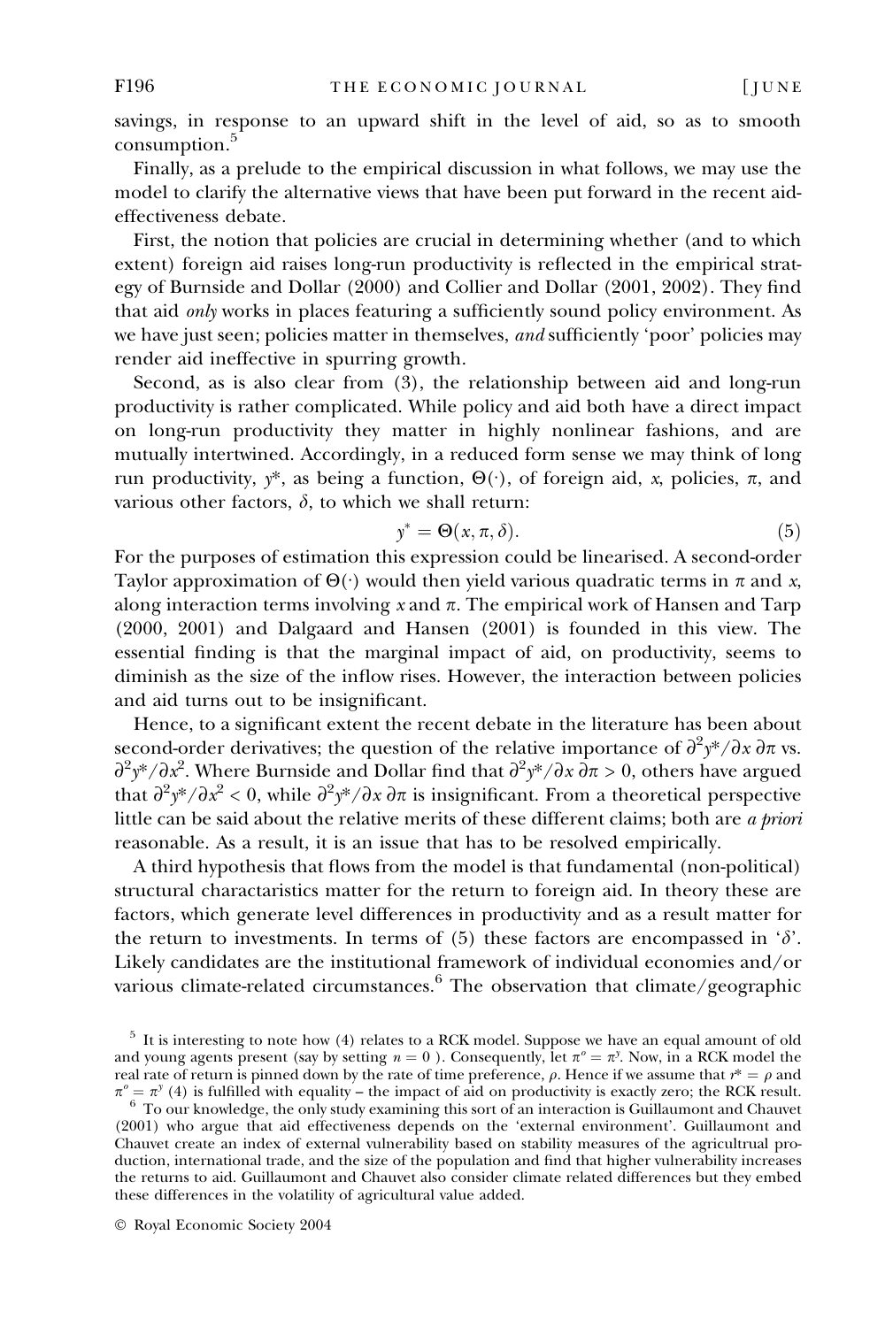savings, in response to an upward shift in the level of aid, so as to smooth consumption.[5]

Finally, as a prelude to the empirical discussion in what follows, we may use the model to clarify the alternative views that have been put forward in the recent aid-effectiveness debate.

First, the notion that policies are crucial in determining whether (and to which extent) foreign aid raises long-run productivity is reflected in the empirical strategy of Burnside and Dollar (2000) and Collier and Dollar (2001, 2002). They find that aid *only* works in places featuring a sufficiently sound policy environment. As we have just seen; policies matter in themselves, *and* sufficiently 'poor' policies may render aid ineffective in spurring growth.

Second, as is also clear from (3), the relationship between aid and long-run productivity is rather complicated. While policy and aid both have a direct impact on long-run productivity they matter in highly nonlinear fashions, and are mutually intertwined. Accordingly, in a reduced form sense we may think of long run productivity, $y^*$, as being a function, $\Theta(\cdot)$, of foreign aid, $x$, policies, $\pi$, and various other factors, $\delta$, to which we shall return:

$$y^* = \Theta(x, \pi, \delta). \tag{5}$$

For the purposes of estimation this expression could be linearised. A second-order Taylor approximation of $\Theta(\cdot)$ would then yield various quadratic terms in $\pi$ and $x$, along interaction terms involving $x$ and $\pi$. The empirical work of Hansen and Tarp (2000, 2001) and Dalgaard and Hansen (2001) is founded in this view. The essential finding is that the marginal impact of aid, on productivity, seems to diminish as the size of the inflow rises. However, the interaction between policies and aid turns out to be insignificant.

Hence, to a significant extent the recent debate in the literature has been about second-order derivatives; the question of the relative importance of $\partial^2 y^*/\partial x\, \partial\pi$ vs. $\partial^2 y^*/\partial x^2$. Where Burnside and Dollar find that $\partial^2 y^*/\partial x\, \partial\pi > 0$, others have argued that $\partial^2 y^*/\partial x^2 < 0$, while $\partial^2 y^*/\partial x\, \partial\pi$ is insignificant. From a theoretical perspective little can be said about the relative merits of these different claims; both are *a priori* reasonable. As a result, it is an issue that has to be resolved empirically.

A third hypothesis that flows from the model is that fundamental (non-political) structural charactaristics matter for the return to foreign aid. In theory these are factors, which generate level differences in productivity and as a result matter for the return to investments. In terms of (5) these factors are encompassed in '$\delta$'. Likely candidates are the institutional framework of individual economies and/or various climate-related circumstances.[6] The observation that climate/geographic

[5] It is interesting to note how (4) relates to a RCK model. Suppose we have an equal amount of old and young agents present (say by setting $n = 0$ ). Consequently, let $\pi^o = \pi^y$. Now, in a RCK model the real rate of return is pinned down by the rate of time preference, $\rho$. Hence if we assume that $r^* = \rho$ and $\pi^o = \pi^y$ (4) is fulfilled with equality – the impact of aid on productivity is exactly zero; the RCK result.

[6] To our knowledge, the only study examining this sort of an interaction is Guillaumont and Chauvet (2001) who argue that aid effectiveness depends on the 'external environment'. Guillaumont and Chauvet create an index of external vulnerability based on stability measures of the agricultrual production, international trade, and the size of the population and find that higher vulnerability increases the returns to aid. Guillaumont and Chauvet also consider climate related differences but they embed these differences in the volatility of agricultural value added.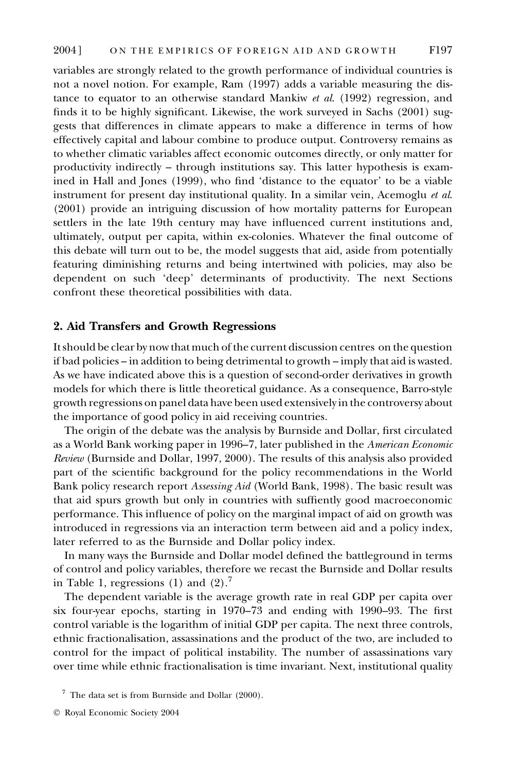variables are strongly related to the growth performance of individual countries is not a novel notion. For example, Ram (1997) adds a variable measuring the distance to equator to an otherwise standard Mankiw *et al.* (1992) regression, and finds it to be highly significant. Likewise, the work surveyed in Sachs (2001) suggests that differences in climate appears to make a difference in terms of how effectively capital and labour combine to produce output. Controversy remains as to whether climatic variables affect economic outcomes directly, or only matter for productivity indirectly – through institutions say. This latter hypothesis is examined in Hall and Jones (1999), who find 'distance to the equator' to be a viable instrument for present day institutional quality. In a similar vein, Acemoglu *et al.* (2001) provide an intriguing discussion of how mortality patterns for European settlers in the late 19th century may have influenced current institutions and, ultimately, output per capita, within ex-colonies. Whatever the final outcome of this debate will turn out to be, the model suggests that aid, aside from potentially featuring diminishing returns and being intertwined with policies, may also be dependent on such 'deep' determinants of productivity. The next Sections confront these theoretical possibilities with data.

## 2. Aid Transfers and Growth Regressions

It should be clear by now that much of the current discussion centres on the question if bad policies – in addition to being detrimental to growth – imply that aid is wasted. As we have indicated above this is a question of second-order derivatives in growth models for which there is little theoretical guidance. As a consequence, Barro-style growth regressions on panel data have been used extensively in the controversy about the importance of good policy in aid receiving countries.

The origin of the debate was the analysis by Burnside and Dollar, first circulated as a World Bank working paper in 1996–7, later published in the *American Economic Review* (Burnside and Dollar, 1997, 2000). The results of this analysis also provided part of the scientific background for the policy recommendations in the World Bank policy research report *Assessing Aid* (World Bank, 1998). The basic result was that aid spurs growth but only in countries with suffiently good macroeconomic performance. This influence of policy on the marginal impact of aid on growth was introduced in regressions via an interaction term between aid and a policy index, later referred to as the Burnside and Dollar policy index.

In many ways the Burnside and Dollar model defined the battleground in terms of control and policy variables, therefore we recast the Burnside and Dollar results in Table 1, regressions (1) and (2).[7]

The dependent variable is the average growth rate in real GDP per capita over six four-year epochs, starting in 1970–73 and ending with 1990–93. The first control variable is the logarithm of initial GDP per capita. The next three controls, ethnic fractionalisation, assassinations and the product of the two, are included to control for the impact of political instability. The number of assassinations vary over time while ethnic fractionalisation is time invariant. Next, institutional quality

[7] The data set is from Burnside and Dollar (2000).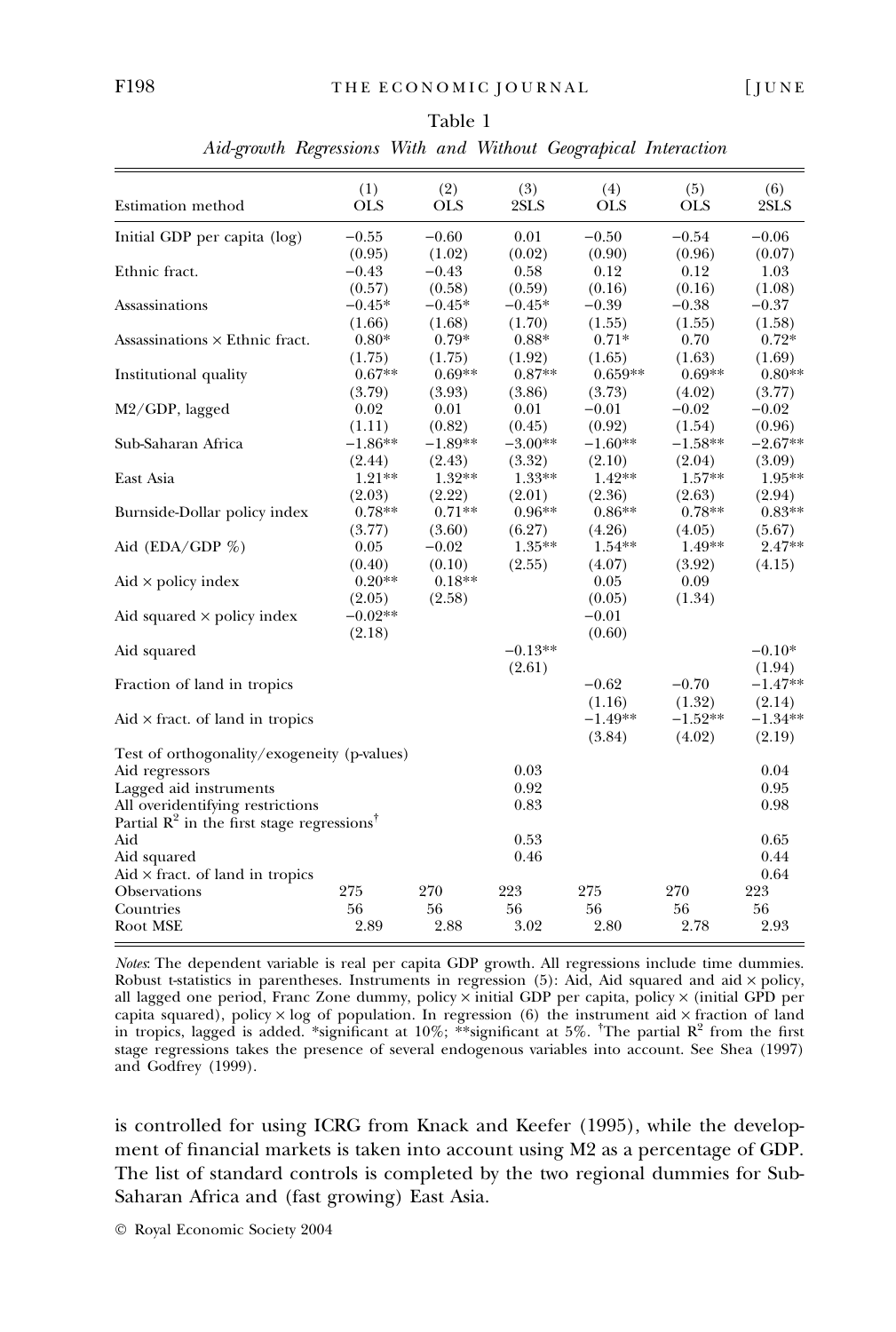Table 1

*Aid-growth Regressions With and Without Geographical Interaction*

| Estimation method | (1) OLS | (2) OLS | (3) 2SLS | (4) OLS | (5) OLS | (6) 2SLS |
|---|---|---|---|---|---|---|
| Initial GDP per capita (log) | −0.55 | −0.60 | 0.01 | −0.50 | −0.54 | −0.06 |
| | (0.95) | (1.02) | (0.02) | (0.90) | (0.96) | (0.07) |
| Ethnic fract. | −0.43 | −0.43 | 0.58 | 0.12 | 0.12 | 1.03 |
| | (0.57) | (0.58) | (0.59) | (0.16) | (0.16) | (1.08) |
| Assassinations | −0.45* | −0.45* | −0.45* | −0.39 | −0.38 | −0.37 |
| | (1.66) | (1.68) | (1.70) | (1.55) | (1.55) | (1.58) |
| Assassinations × Ethnic fract. | 0.80* | 0.79* | 0.88* | 0.71* | 0.70 | 0.72* |
| | (1.75) | (1.75) | (1.92) | (1.65) | (1.63) | (1.69) |
| Institutional quality | 0.67** | 0.69** | 0.87** | 0.659** | 0.69** | 0.80** |
| | (3.79) | (3.93) | (3.86) | (3.73) | (4.02) | (3.77) |
| M2/GDP, lagged | 0.02 | 0.01 | 0.01 | −0.01 | −0.02 | −0.02 |
| | (1.11) | (0.82) | (0.45) | (0.92) | (1.54) | (0.96) |
| Sub-Saharan Africa | −1.86** | −1.89** | −3.00** | −1.60** | −1.58** | −2.67** |
| | (2.44) | (2.43) | (3.32) | (2.10) | (2.04) | (3.09) |
| East Asia | 1.21** | 1.32** | 1.33** | 1.42** | 1.57** | 1.95** |
| | (2.03) | (2.22) | (2.01) | (2.36) | (2.63) | (2.94) |
| Burnside-Dollar policy index | 0.78** | 0.71** | 0.96** | 0.86** | 0.78** | 0.83** |
| | (3.77) | (3.60) | (6.27) | (4.26) | (4.05) | (5.67) |
| Aid (EDA/GDP %) | 0.05 | −0.02 | 1.35** | 1.54** | 1.49** | 2.47** |
| | (0.40) | (0.10) | (2.55) | (4.07) | (3.92) | (4.15) |
| Aid × policy index | 0.20** | 0.18** | | 0.05 | 0.09 | |
| | (2.05) | (2.58) | | (0.05) | (1.34) | |
| Aid squared × policy index | −0.02** | | | −0.01 | | |
| | (2.18) | | | (0.60) | | |
| Aid squared | | | −0.13** | | | −0.10* |
| | | | (2.61) | | | (1.94) |
| Fraction of land in tropics | | | | −0.62 | −0.70 | −1.47** |
| | | | | (1.16) | (1.32) | (2.14) |
| Aid × fract. of land in tropics | | | | −1.49** | −1.52** | −1.34** |
| | | | | (3.84) | (4.02) | (2.19) |
| Test of orthogonality/exogeneity (p-values) | | | | | | |
| Aid regressors | | | 0.03 | | | 0.04 |
| Lagged aid instruments | | | 0.92 | | | 0.95 |
| All overidentifying restrictions | | | 0.83 | | | 0.98 |
| Partial $R^2$ in the first stage regressions† | | | | | | |
| Aid | | | 0.53 | | | 0.65 |
| Aid squared | | | 0.46 | | | 0.44 |
| Aid × fract. of land in tropics | | | | | | 0.64 |
| Observations | 275 | 270 | 223 | 275 | 270 | 223 |
| Countries | 56 | 56 | 56 | 56 | 56 | 56 |
| Root MSE | 2.89 | 2.88 | 3.02 | 2.80 | 2.78 | 2.93 |

*Notes*: The dependent variable is real per capita GDP growth. All regressions include time dummies. Robust t-statistics in parentheses. Instruments in regression (5): Aid, Aid squared and aid × policy, all lagged one period, Franc Zone dummy, policy × initial GDP per capita, policy × (initial GPD per capita squared), policy × log of population. In regression (6) the instrument aid × fraction of land in tropics, lagged is added. *significant at 10%; **significant at 5%. †The partial $R^2$ from the first stage regressions takes the presence of several endogenous variables into account. See Shea (1997) and Godfrey (1999).

is controlled for using ICRG from Knack and Keefer (1995), while the development of financial markets is taken into account using M2 as a percentage of GDP. The list of standard controls is completed by the two regional dummies for Sub-Saharan Africa and (fast growing) East Asia.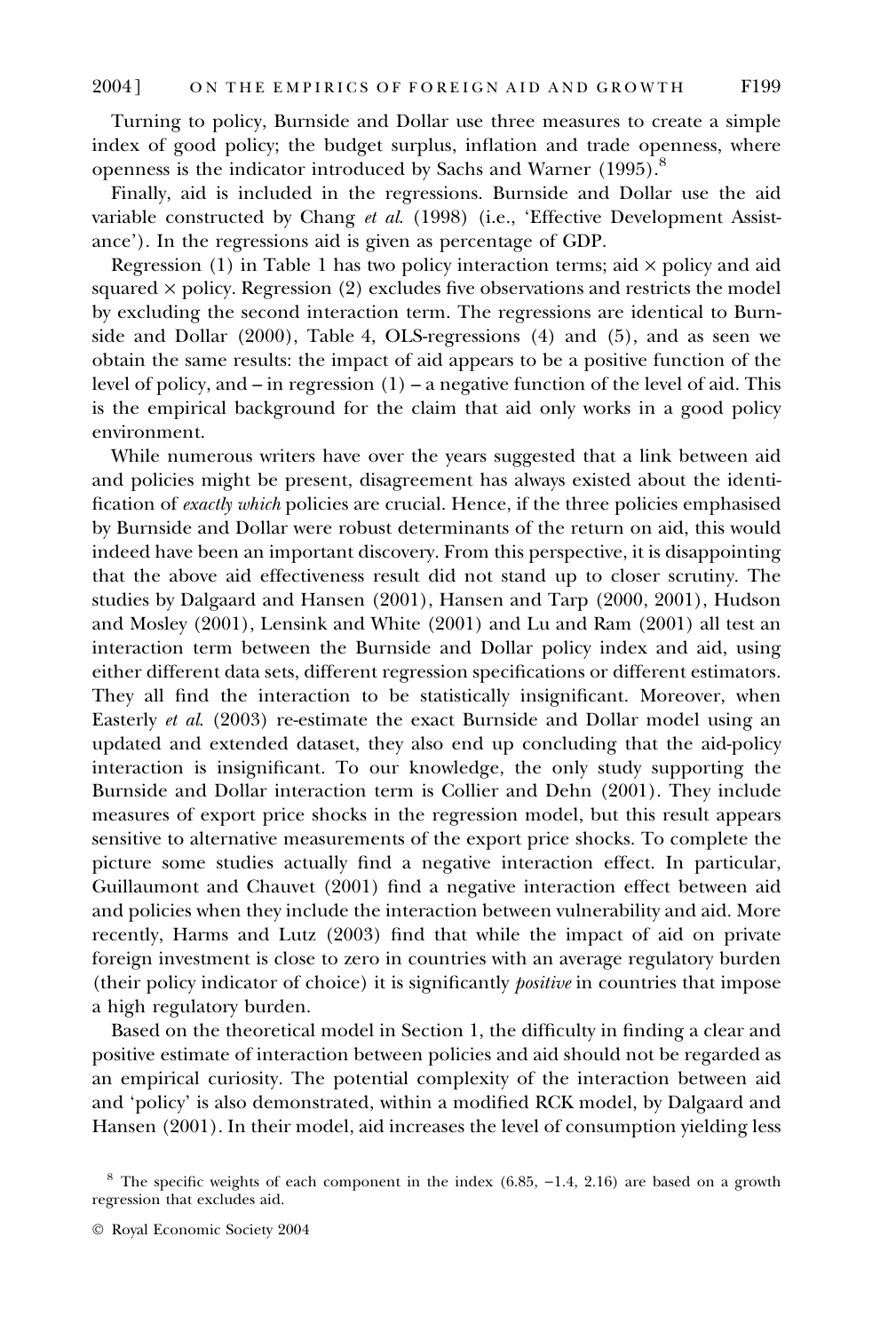Turning to policy, Burnside and Dollar use three measures to create a simple index of good policy; the budget surplus, inflation and trade openness, where openness is the indicator introduced by Sachs and Warner (1995).[8]

Finally, aid is included in the regressions. Burnside and Dollar use the aid variable constructed by Chang *et al.* (1998) (i.e., 'Effective Development Assistance'). In the regressions aid is given as percentage of GDP.

Regression (1) in Table 1 has two policy interaction terms; aid × policy and aid squared × policy. Regression (2) excludes five observations and restricts the model by excluding the second interaction term. The regressions are identical to Burnside and Dollar (2000), Table 4, OLS-regressions (4) and (5), and as seen we obtain the same results: the impact of aid appears to be a positive function of the level of policy, and – in regression (1) – a negative function of the level of aid. This is the empirical background for the claim that aid only works in a good policy environment.

While numerous writers have over the years suggested that a link between aid and policies might be present, disagreement has always existed about the identification of *exactly which* policies are crucial. Hence, if the three policies emphasised by Burnside and Dollar were robust determinants of the return on aid, this would indeed have been an important discovery. From this perspective, it is disappointing that the above aid effectiveness result did not stand up to closer scrutiny. The studies by Dalgaard and Hansen (2001), Hansen and Tarp (2000, 2001), Hudson and Mosley (2001), Lensink and White (2001) and Lu and Ram (2001) all test an interaction term between the Burnside and Dollar policy index and aid, using either different data sets, different regression specifications or different estimators. They all find the interaction to be statistically insignificant. Moreover, when Easterly *et al.* (2003) re-estimate the exact Burnside and Dollar model using an updated and extended dataset, they also end up concluding that the aid-policy interaction is insignificant. To our knowledge, the only study supporting the Burnside and Dollar interaction term is Collier and Dehn (2001). They include measures of export price shocks in the regression model, but this result appears sensitive to alternative measurements of the export price shocks. To complete the picture some studies actually find a negative interaction effect. In particular, Guillaumont and Chauvet (2001) find a negative interaction effect between aid and policies when they include the interaction between vulnerability and aid. More recently, Harms and Lutz (2003) find that while the impact of aid on private foreign investment is close to zero in countries with an average regulatory burden (their policy indicator of choice) it is significantly *positive* in countries that impose a high regulatory burden.

Based on the theoretical model in Section 1, the difficulty in finding a clear and positive estimate of interaction between policies and aid should not be regarded as an empirical curiosity. The potential complexity of the interaction between aid and 'policy' is also demonstrated, within a modified RCK model, by Dalgaard and Hansen (2001). In their model, aid increases the level of consumption yielding less

[8] The specific weights of each component in the index (6.85, −1.4, 2.16) are based on a growth regression that excludes aid.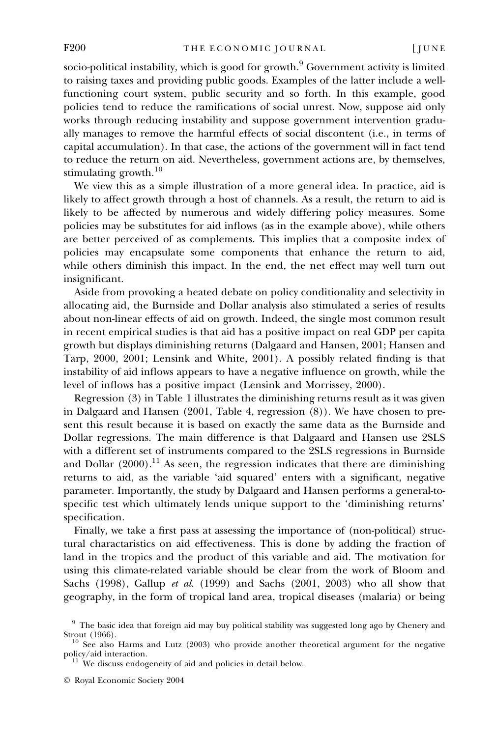socio-political instability, which is good for growth.[9] Government activity is limited to raising taxes and providing public goods. Examples of the latter include a well-functioning court system, public security and so forth. In this example, good policies tend to reduce the ramifications of social unrest. Now, suppose aid only works through reducing instability and suppose government intervention gradually manages to remove the harmful effects of social discontent (i.e., in terms of capital accumulation). In that case, the actions of the government will in fact tend to reduce the return on aid. Nevertheless, government actions are, by themselves, stimulating growth.[10]

We view this as a simple illustration of a more general idea. In practice, aid is likely to affect growth through a host of channels. As a result, the return to aid is likely to be affected by numerous and widely differing policy measures. Some policies may be substitutes for aid inflows (as in the example above), while others are better perceived of as complements. This implies that a composite index of policies may encapsulate some components that enhance the return to aid, while others diminish this impact. In the end, the net effect may well turn out insignificant.

Aside from provoking a heated debate on policy conditionality and selectivity in allocating aid, the Burnside and Dollar analysis also stimulated a series of results about non-linear effects of aid on growth. Indeed, the single most common result in recent empirical studies is that aid has a positive impact on real GDP per capita growth but displays diminishing returns (Dalgaard and Hansen, 2001; Hansen and Tarp, 2000, 2001; Lensink and White, 2001). A possibly related finding is that instability of aid inflows appears to have a negative influence on growth, while the level of inflows has a positive impact (Lensink and Morrissey, 2000).

Regression (3) in Table 1 illustrates the diminishing returns result as it was given in Dalgaard and Hansen (2001, Table 4, regression (8)). We have chosen to present this result because it is based on exactly the same data as the Burnside and Dollar regressions. The main difference is that Dalgaard and Hansen use 2SLS with a different set of instruments compared to the 2SLS regressions in Burnside and Dollar (2000).[11] As seen, the regression indicates that there are diminishing returns to aid, as the variable 'aid squared' enters with a significant, negative parameter. Importantly, the study by Dalgaard and Hansen performs a general-to-specific test which ultimately lends unique support to the 'diminishing returns' specification.

Finally, we take a first pass at assessing the importance of (non-political) structural charactaristics on aid effectiveness. This is done by adding the fraction of land in the tropics and the product of this variable and aid. The motivation for using this climate-related variable should be clear from the work of Bloom and Sachs (1998), Gallup *et al.* (1999) and Sachs (2001, 2003) who all show that geography, in the form of tropical land area, tropical diseases (malaria) or being

[9] The basic idea that foreign aid may buy political stability was suggested long ago by Chenery and Strout (1966).

[10] See also Harms and Lutz (2003) who provide another theoretical argument for the negative policy/aid interaction.

[11] We discuss endogeneity of aid and policies in detail below.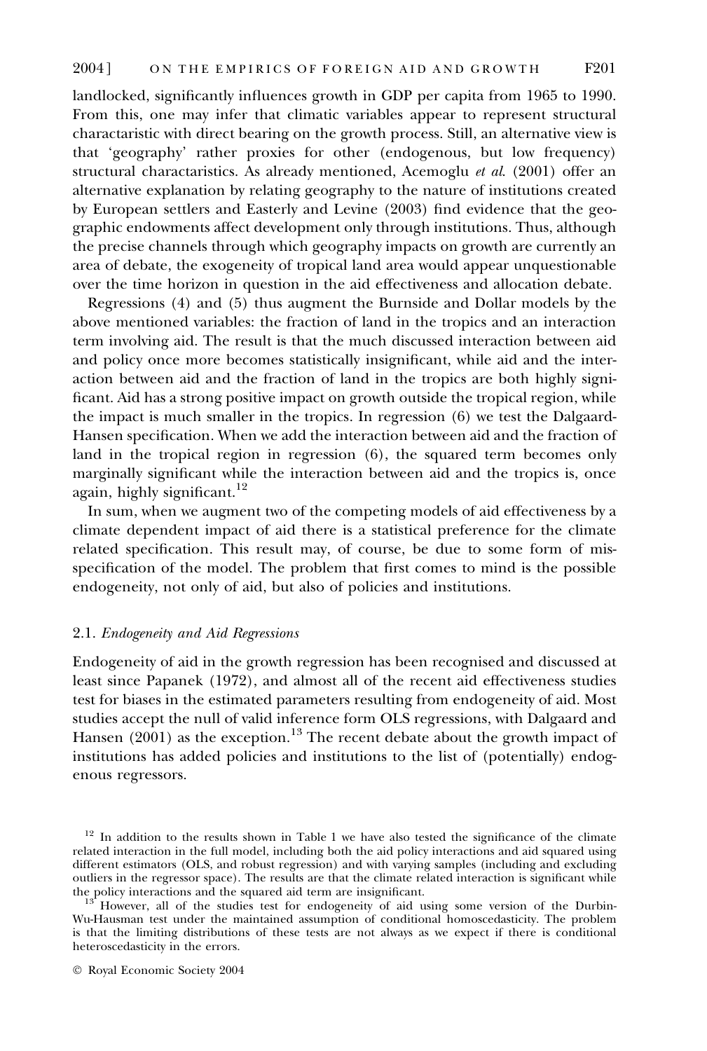landlocked, significantly influences growth in GDP per capita from 1965 to 1990. From this, one may infer that climatic variables appear to represent structural charactaristic with direct bearing on the growth process. Still, an alternative view is that 'geography' rather proxies for other (endogenous, but low frequency) structural charactaristics. As already mentioned, Acemoglu *et al.* (2001) offer an alternative explanation by relating geography to the nature of institutions created by European settlers and Easterly and Levine (2003) find evidence that the geographic endowments affect development only through institutions. Thus, although the precise channels through which geography impacts on growth are currently an area of debate, the exogeneity of tropical land area would appear unquestionable over the time horizon in question in the aid effectiveness and allocation debate.

Regressions (4) and (5) thus augment the Burnside and Dollar models by the above mentioned variables: the fraction of land in the tropics and an interaction term involving aid. The result is that the much discussed interaction between aid and policy once more becomes statistically insignificant, while aid and the interaction between aid and the fraction of land in the tropics are both highly significant. Aid has a strong positive impact on growth outside the tropical region, while the impact is much smaller in the tropics. In regression (6) we test the Dalgaard-Hansen specification. When we add the interaction between aid and the fraction of land in the tropical region in regression (6), the squared term becomes only marginally significant while the interaction between aid and the tropics is, once again, highly significant.[12]

In sum, when we augment two of the competing models of aid effectiveness by a climate dependent impact of aid there is a statistical preference for the climate related specification. This result may, of course, be due to some form of misspecification of the model. The problem that first comes to mind is the possible endogeneity, not only of aid, but also of policies and institutions.

### 2.1. *Endogeneity and Aid Regressions*

Endogeneity of aid in the growth regression has been recognised and discussed at least since Papanek (1972), and almost all of the recent aid effectiveness studies test for biases in the estimated parameters resulting from endogeneity of aid. Most studies accept the null of valid inference form OLS regressions, with Dalgaard and Hansen (2001) as the exception.[13] The recent debate about the growth impact of institutions has added policies and institutions to the list of (potentially) endogenous regressors.

[12] In addition to the results shown in Table 1 we have also tested the significance of the climate related interaction in the full model, including both the aid policy interactions and aid squared using different estimators (OLS, and robust regression) and with varying samples (including and excluding outliers in the regressor space). The results are that the climate related interaction is significant while the policy interactions and the squared aid term are insignificant.

[13] However, all of the studies test for endogeneity of aid using some version of the Durbin-Wu-Hausman test under the maintained assumption of conditional homoscedasticity. The problem is that the limiting distributions of these tests are not always as we expect if there is conditional heteroscedasticity in the errors.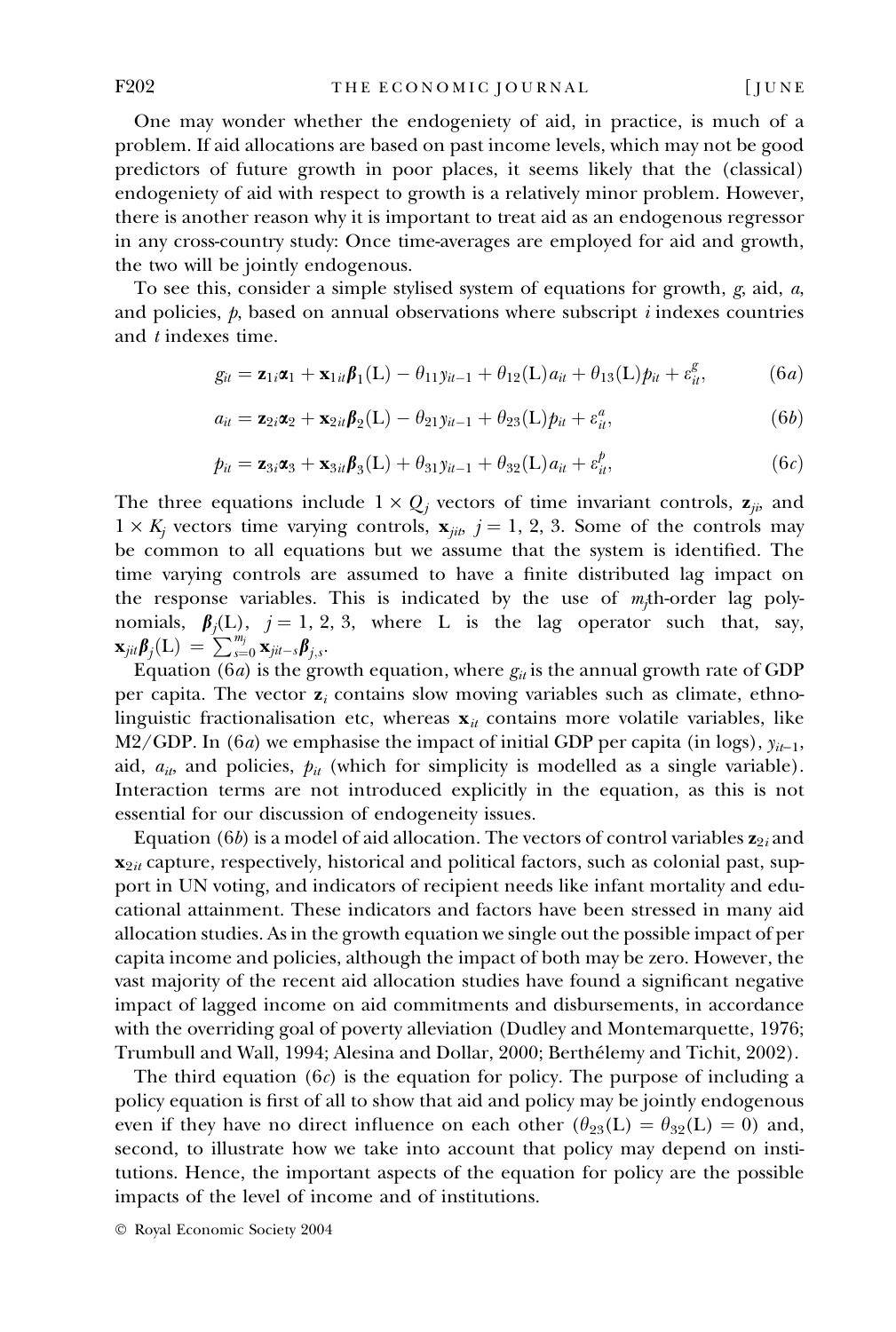One may wonder whether the endogeniety of aid, in practice, is much of a problem. If aid allocations are based on past income levels, which may not be good predictors of future growth in poor places, it seems likely that the (classical) endogeniety of aid with respect to growth is a relatively minor problem. However, there is another reason why it is important to treat aid as an endogenous regressor in any cross-country study: Once time-averages are employed for aid and growth, the two will be jointly endogenous.

To see this, consider a simple stylised system of equations for growth, $g$, aid, $a$, and policies, $p$, based on annual observations where subscript $i$ indexes countries and $t$ indexes time.

$$g_{it} = \mathbf{z}_{1i}\boldsymbol{\alpha}_1 + \mathbf{x}_{1it}\boldsymbol{\beta}_1(\mathrm{L}) - \theta_{11}y_{it-1} + \theta_{12}(\mathrm{L})a_{it} + \theta_{13}(\mathrm{L})p_{it} + \varepsilon^{g}_{it}, \tag{6a}$$

$$a_{it} = \mathbf{z}_{2i}\boldsymbol{\alpha}_2 + \mathbf{x}_{2it}\boldsymbol{\beta}_2(\mathrm{L}) - \theta_{21}y_{it-1} + \theta_{23}(\mathrm{L})p_{it} + \varepsilon^{a}_{it}, \tag{6b}$$

$$p_{it} = \mathbf{z}_{3i}\boldsymbol{\alpha}_3 + \mathbf{x}_{3it}\boldsymbol{\beta}_3(\mathrm{L}) + \theta_{31}y_{it-1} + \theta_{32}(\mathrm{L})a_{it} + \varepsilon^{p}_{it}, \tag{6c}$$

The three equations include $1 \times Q_j$ vectors of time invariant controls, $\mathbf{z}_{ji}$, and $1 \times K_j$ vectors time varying controls, $\mathbf{x}_{jit}$, $j = 1, 2, 3$. Some of the controls may be common to all equations but we assume that the system is identified. The time varying controls are assumed to have a finite distributed lag impact on the response variables. This is indicated by the use of $m_j$th-order lag polynomials, $\boldsymbol{\beta}_j(\mathrm{L})$, $j = 1, 2, 3$, where L is the lag operator such that, say, $\mathbf{x}_{jit}\boldsymbol{\beta}_j(\mathrm{L}) = \sum_{s=0}^{m_j} \mathbf{x}_{jit-s}\boldsymbol{\beta}_{j,s}$.

Equation (6$a$) is the growth equation, where $g_{it}$ is the annual growth rate of GDP per capita. The vector $\mathbf{z}_i$ contains slow moving variables such as climate, ethno-linguistic fractionalisation etc, whereas $\mathbf{x}_{it}$ contains more volatile variables, like M2/GDP. In (6$a$) we emphasise the impact of initial GDP per capita (in logs), $y_{it-1}$, aid, $a_{it}$, and policies, $p_{it}$ (which for simplicity is modelled as a single variable). Interaction terms are not introduced explicitly in the equation, as this is not essential for our discussion of endogeneity issues.

Equation (6$b$) is a model of aid allocation. The vectors of control variables $\mathbf{z}_{2i}$ and $\mathbf{x}_{2it}$ capture, respectively, historical and political factors, such as colonial past, support in UN voting, and indicators of recipient needs like infant mortality and educational attainment. These indicators and factors have been stressed in many aid allocation studies. As in the growth equation we single out the possible impact of per capita income and policies, although the impact of both may be zero. However, the vast majority of the recent aid allocation studies have found a significant negative impact of lagged income on aid commitments and disbursements, in accordance with the overriding goal of poverty alleviation (Dudley and Montemarquette, 1976; Trumbull and Wall, 1994; Alesina and Dollar, 2000; Berthélemy and Tichit, 2002).

The third equation (6$c$) is the equation for policy. The purpose of including a policy equation is first of all to show that aid and policy may be jointly endogenous even if they have no direct influence on each other ($\theta_{23}(\mathrm{L}) = \theta_{32}(\mathrm{L}) = 0$) and, second, to illustrate how we take into account that policy may depend on institutions. Hence, the important aspects of the equation for policy are the possible impacts of the level of income and of institutions.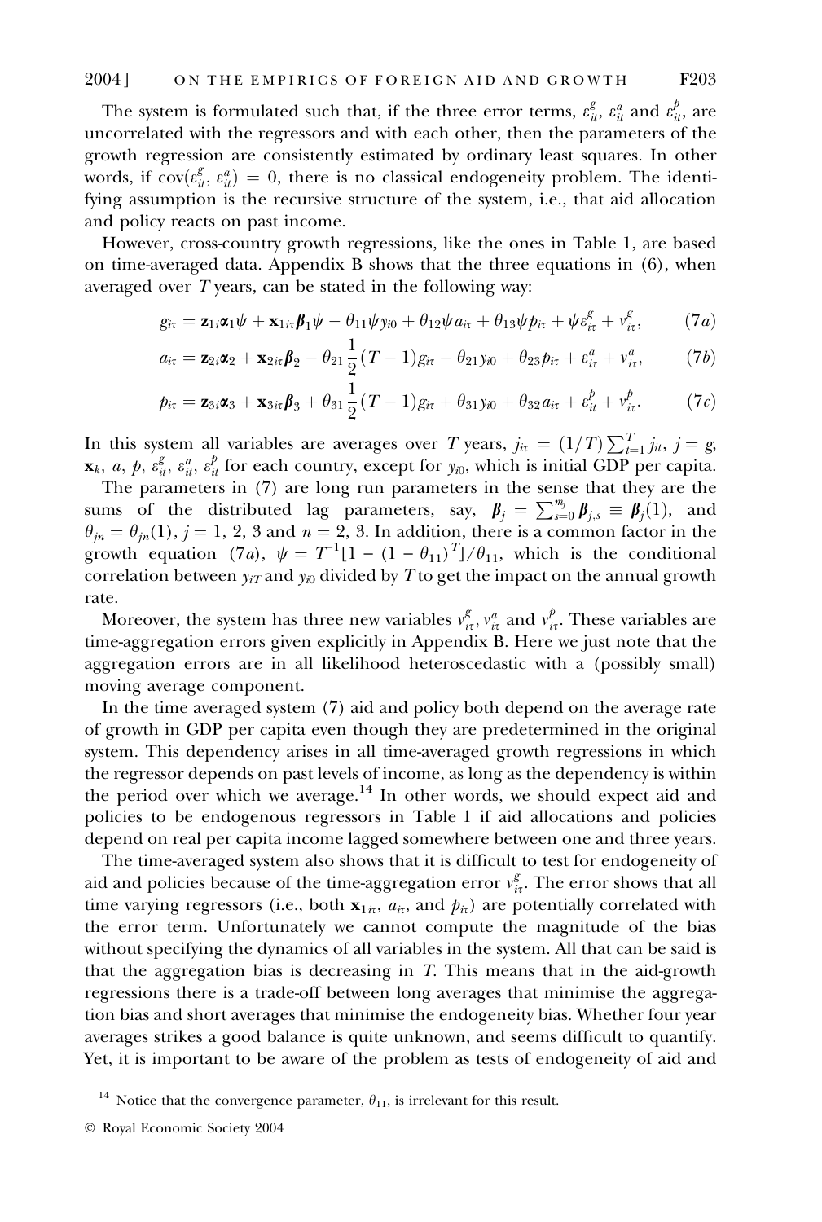The system is formulated such that, if the three error terms, $\varepsilon^g_{it}$, $\varepsilon^a_{it}$ and $\varepsilon^p_{it}$, are uncorrelated with the regressors and with each other, then the parameters of the growth regression are consistently estimated by ordinary least squares. In other words, if $\text{cov}(\varepsilon^g_{it}, \varepsilon^a_{it}) = 0$, there is no classical endogeneity problem. The identifying assumption is the recursive structure of the system, i.e., that aid allocation and policy reacts on past income.

However, cross-country growth regressions, like the ones in Table 1, are based on time-averaged data. Appendix B shows that the three equations in (6), when averaged over $T$ years, can be stated in the following way:

$$g_{i\tau} = \mathbf{z}_{1i}\boldsymbol{\alpha}_1\psi + \mathbf{x}_{1i\tau}\boldsymbol{\beta}_1\psi - \theta_{11}\psi y_{i0} + \theta_{12}\psi a_{i\tau} + \theta_{13}\psi p_{i\tau} + \psi\varepsilon^g_{i\tau} + v^g_{i\tau}, \qquad (7a)$$

$$a_{i\tau} = \mathbf{z}_{2i}\boldsymbol{\alpha}_2 + \mathbf{x}_{2i\tau}\boldsymbol{\beta}_2 - \theta_{21}\frac{1}{2}(T-1)g_{i\tau} - \theta_{21}y_{i0} + \theta_{23}p_{i\tau} + \varepsilon^a_{i\tau} + v^a_{i\tau}, \qquad (7b)$$

$$p_{i\tau} = \mathbf{z}_{3i}\boldsymbol{\alpha}_3 + \mathbf{x}_{3i\tau}\boldsymbol{\beta}_3 + \theta_{31}\frac{1}{2}(T-1)g_{i\tau} + \theta_{31}y_{i0} + \theta_{32}a_{i\tau} + \varepsilon^p_{it} + v^p_{i\tau}. \qquad (7c)$$

In this system all variables are averages over $T$ years, $j_{i\tau} = (1/T)\sum_{t=1}^{T} j_{it}$, $j = g$, $\mathbf{x}_k$, $a$, $p$, $\varepsilon^g_{it}$, $\varepsilon^a_{it}$, $\varepsilon^p_{it}$ for each country, except for $y_{i0}$, which is initial GDP per capita.

The parameters in (7) are long run parameters in the sense that they are the sums of the distributed lag parameters, say, $\boldsymbol{\beta}_j = \sum_{s=0}^{m_j}\boldsymbol{\beta}_{j,s} \equiv \boldsymbol{\beta}_j(1)$, and $\theta_{jn} = \theta_{jn}(1)$, $j = 1, 2, 3$ and $n = 2, 3$. In addition, there is a common factor in the growth equation (7*a*), $\psi = T^{-1}[1 - (1-\theta_{11})^T]/\theta_{11}$, which is the conditional correlation between $y_{iT}$ and $y_{i0}$ divided by $T$ to get the impact on the annual growth rate.

Moreover, the system has three new variables $v^g_{i\tau}$, $v^a_{i\tau}$ and $v^p_{i\tau}$. These variables are time-aggregation errors given explicitly in Appendix B. Here we just note that the aggregation errors are in all likelihood heteroscedastic with a (possibly small) moving average component.

In the time averaged system (7) aid and policy both depend on the average rate of growth in GDP per capita even though they are predetermined in the original system. This dependency arises in all time-averaged growth regressions in which the regressor depends on past levels of income, as long as the dependency is within the period over which we average.[14] In other words, we should expect aid and policies to be endogenous regressors in Table 1 if aid allocations and policies depend on real per capita income lagged somewhere between one and three years.

The time-averaged system also shows that it is difficult to test for endogeneity of aid and policies because of the time-aggregation error $v^g_{i\tau}$. The error shows that all time varying regressors (i.e., both $\mathbf{x}_{1i\tau}$, $a_{i\tau}$, and $p_{i\tau}$) are potentially correlated with the error term. Unfortunately we cannot compute the magnitude of the bias without specifying the dynamics of all variables in the system. All that can be said is that the aggregation bias is decreasing in $T$. This means that in the aid-growth regressions there is a trade-off between long averages that minimise the aggregation bias and short averages that minimise the endogeneity bias. Whether four year averages strikes a good balance is quite unknown, and seems difficult to quantify. Yet, it is important to be aware of the problem as tests of endogeneity of aid and

[14] Notice that the convergence parameter, $\theta_{11}$, is irrelevant for this result.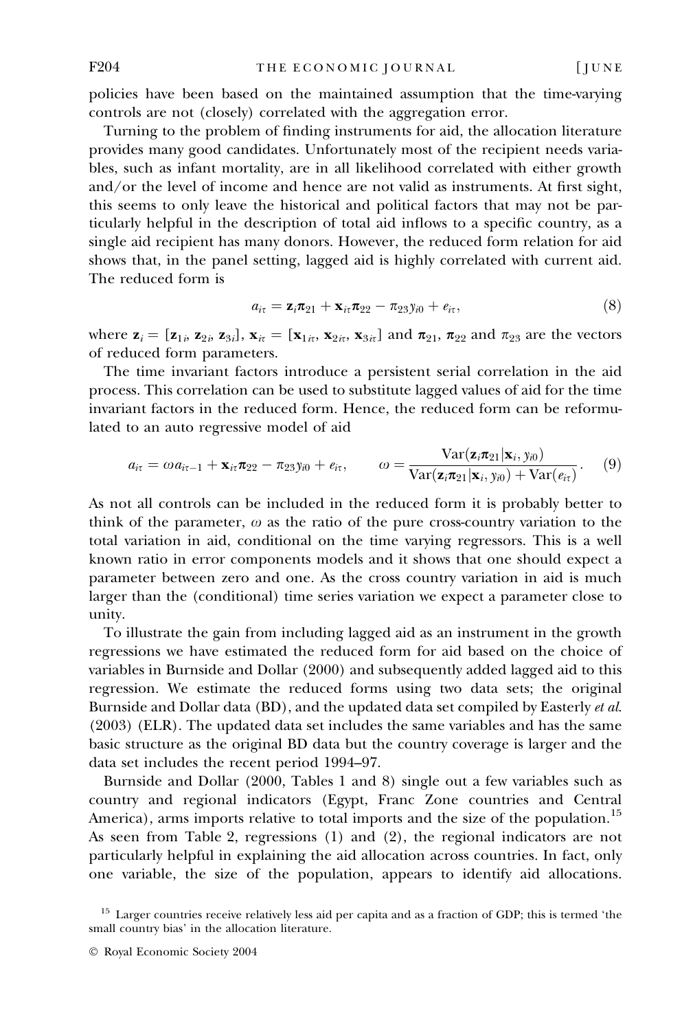policies have been based on the maintained assumption that the time-varying controls are not (closely) correlated with the aggregation error.

Turning to the problem of finding instruments for aid, the allocation literature provides many good candidates. Unfortunately most of the recipient needs variables, such as infant mortality, are in all likelihood correlated with either growth and/or the level of income and hence are not valid as instruments. At first sight, this seems to only leave the historical and political factors that may not be particularly helpful in the description of total aid inflows to a specific country, as a single aid recipient has many donors. However, the reduced form relation for aid shows that, in the panel setting, lagged aid is highly correlated with current aid. The reduced form is

$$a_{i\tau} = \mathbf{z}_i \boldsymbol{\pi}_{21} + \mathbf{x}_{i\tau} \boldsymbol{\pi}_{22} - \pi_{23} y_{i0} + e_{i\tau}, \tag{8}$$

where $\mathbf{z}_i = [\mathbf{z}_{1i}, \mathbf{z}_{2i}, \mathbf{z}_{3i}]$, $\mathbf{x}_{i\tau} = [\mathbf{x}_{1i\tau}, \mathbf{x}_{2i\tau}, \mathbf{x}_{3i\tau}]$ and $\boldsymbol{\pi}_{21}$, $\boldsymbol{\pi}_{22}$ and $\pi_{23}$ are the vectors of reduced form parameters.

The time invariant factors introduce a persistent serial correlation in the aid process. This correlation can be used to substitute lagged values of aid for the time invariant factors in the reduced form. Hence, the reduced form can be reformulated to an auto regressive model of aid

$$a_{i\tau} = \omega a_{i\tau-1} + \mathbf{x}_{i\tau} \boldsymbol{\pi}_{22} - \pi_{23} y_{i0} + e_{i\tau}, \qquad \omega = \frac{\text{Var}(\mathbf{z}_i \boldsymbol{\pi}_{21} | \mathbf{x}_i, y_{i0})}{\text{Var}(\mathbf{z}_i \boldsymbol{\pi}_{21} | \mathbf{x}_i, y_{i0}) + \text{Var}(e_{i\tau})}. \tag{9}$$

As not all controls can be included in the reduced form it is probably better to think of the parameter, $\omega$ as the ratio of the pure cross-country variation to the total variation in aid, conditional on the time varying regressors. This is a well known ratio in error components models and it shows that one should expect a parameter between zero and one. As the cross country variation in aid is much larger than the (conditional) time series variation we expect a parameter close to unity.

To illustrate the gain from including lagged aid as an instrument in the growth regressions we have estimated the reduced form for aid based on the choice of variables in Burnside and Dollar (2000) and subsequently added lagged aid to this regression. We estimate the reduced forms using two data sets; the original Burnside and Dollar data (BD), and the updated data set compiled by Easterly *et al.* (2003) (ELR). The updated data set includes the same variables and has the same basic structure as the original BD data but the country coverage is larger and the data set includes the recent period 1994–97.

Burnside and Dollar (2000, Tables 1 and 8) single out a few variables such as country and regional indicators (Egypt, Franc Zone countries and Central America), arms imports relative to total imports and the size of the population.[15] As seen from Table 2, regressions (1) and (2), the regional indicators are not particularly helpful in explaining the aid allocation across countries. In fact, only one variable, the size of the population, appears to identify aid allocations.

[15] Larger countries receive relatively less aid per capita and as a fraction of GDP; this is termed 'the small country bias' in the allocation literature.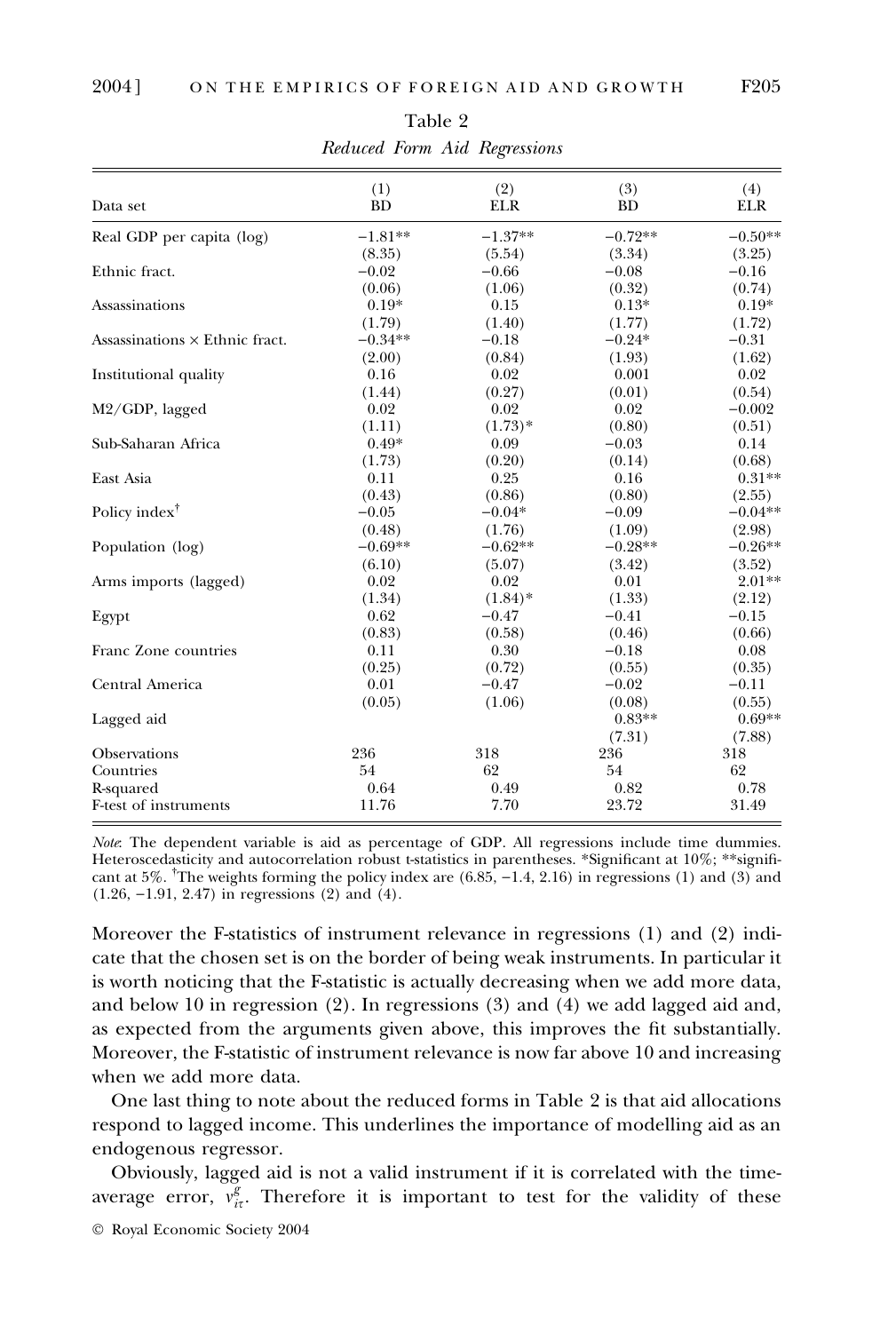Table 2

*Reduced Form Aid Regressions*

| Data set | (1) BD | (2) ELR | (3) BD | (4) ELR |
|---|---|---|---|---|
| Real GDP per capita (log) | −1.81** | −1.37** | −0.72** | −0.50** |
| | (8.35) | (5.54) | (3.34) | (3.25) |
| Ethnic fract. | −0.02 | −0.66 | −0.08 | −0.16 |
| | (0.06) | (1.06) | (0.32) | (0.74) |
| Assassinations | 0.19* | 0.15 | 0.13* | 0.19* |
| | (1.79) | (1.40) | (1.77) | (1.72) |
| Assassinations × Ethnic fract. | −0.34** | −0.18 | −0.24* | −0.31 |
| | (2.00) | (0.84) | (1.93) | (1.62) |
| Institutional quality | 0.16 | 0.02 | 0.001 | 0.02 |
| | (1.44) | (0.27) | (0.01) | (0.54) |
| M2/GDP, lagged | 0.02 | 0.02 | 0.02 | −0.002 |
| | (1.11) | (1.73)* | (0.80) | (0.51) |
| Sub-Saharan Africa | 0.49* | 0.09 | −0.03 | 0.14 |
| | (1.73) | (0.20) | (0.14) | (0.68) |
| East Asia | 0.11 | 0.25 | 0.16 | 0.31** |
| | (0.43) | (0.86) | (0.80) | (2.55) |
| Policy index† | −0.05 | −0.04* | −0.09 | −0.04** |
| | (0.48) | (1.76) | (1.09) | (2.98) |
| Population (log) | −0.69** | −0.62** | −0.28** | −0.26** |
| | (6.10) | (5.07) | (3.42) | (3.52) |
| Arms imports (lagged) | 0.02 | 0.02 | 0.01 | 2.01** |
| | (1.34) | (1.84)* | (1.33) | (2.12) |
| Egypt | 0.62 | −0.47 | −0.41 | −0.15 |
| | (0.83) | (0.58) | (0.46) | (0.66) |
| Franc Zone countries | 0.11 | 0.30 | −0.18 | 0.08 |
| | (0.25) | (0.72) | (0.55) | (0.35) |
| Central America | 0.01 | −0.47 | −0.02 | −0.11 |
| | (0.05) | (1.06) | (0.08) | (0.55) |
| Lagged aid | | | 0.83** | 0.69** |
| | | | (7.31) | (7.88) |
| Observations | 236 | 318 | 236 | 318 |
| Countries | 54 | 62 | 54 | 62 |
| R-squared | 0.64 | 0.49 | 0.82 | 0.78 |
| F-test of instruments | 11.76 | 7.70 | 23.72 | 31.49 |

*Note*: The dependent variable is aid as percentage of GDP. All regressions include time dummies. Heteroscedasticity and autocorrelation robust t-statistics in parentheses. *Significant at 10%; **significant at 5%. †The weights forming the policy index are (6.85, −1.4, 2.16) in regressions (1) and (3) and (1.26, −1.91, 2.47) in regressions (2) and (4).

Moreover the F-statistics of instrument relevance in regressions (1) and (2) indicate that the chosen set is on the border of being weak instruments. In particular it is worth noticing that the F-statistic is actually decreasing when we add more data, and below 10 in regression (2). In regressions (3) and (4) we add lagged aid and, as expected from the arguments given above, this improves the fit substantially. Moreover, the F-statistic of instrument relevance is now far above 10 and increasing when we add more data.

One last thing to note about the reduced forms in Table 2 is that aid allocations respond to lagged income. This underlines the importance of modelling aid as an endogenous regressor.

Obviously, lagged aid is not a valid instrument if it is correlated with the time-average error, $v^{g}_{i\tau}$. Therefore it is important to test for the validity of these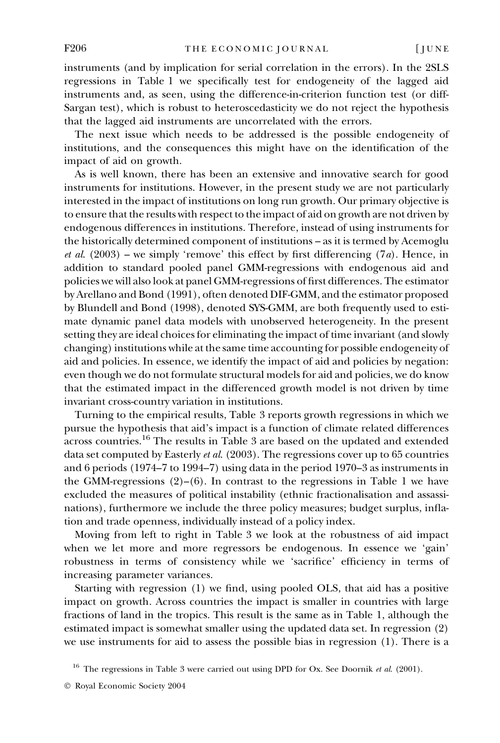instruments (and by implication for serial correlation in the errors). In the 2SLS regressions in Table 1 we specifically test for endogeneity of the lagged aid instruments and, as seen, using the difference-in-criterion function test (or diff-Sargan test), which is robust to heteroscedasticity we do not reject the hypothesis that the lagged aid instruments are uncorrelated with the errors.

The next issue which needs to be addressed is the possible endogeneity of institutions, and the consequences this might have on the identification of the impact of aid on growth.

As is well known, there has been an extensive and innovative search for good instruments for institutions. However, in the present study we are not particularly interested in the impact of institutions on long run growth. Our primary objective is to ensure that the results with respect to the impact of aid on growth are not driven by endogenous differences in institutions. Therefore, instead of using instruments for the historically determined component of institutions – as it is termed by Acemoglu *et al.* (2003) – we simply 'remove' this effect by first differencing (7*a*). Hence, in addition to standard pooled panel GMM-regressions with endogenous aid and policies we will also look at panel GMM-regressions of first differences. The estimator by Arellano and Bond (1991), often denoted DIF-GMM, and the estimator proposed by Blundell and Bond (1998), denoted SYS-GMM, are both frequently used to estimate dynamic panel data models with unobserved heterogeneity. In the present setting they are ideal choices for eliminating the impact of time invariant (and slowly changing) institutions while at the same time accounting for possible endogeneity of aid and policies. In essence, we identify the impact of aid and policies by negation: even though we do not formulate structural models for aid and policies, we do know that the estimated impact in the differenced growth model is not driven by time invariant cross-country variation in institutions.

Turning to the empirical results, Table 3 reports growth regressions in which we pursue the hypothesis that aid's impact is a function of climate related differences across countries.[16] The results in Table 3 are based on the updated and extended data set computed by Easterly *et al.* (2003). The regressions cover up to 65 countries and 6 periods (1974–7 to 1994–7) using data in the period 1970–3 as instruments in the GMM-regressions (2)–(6). In contrast to the regressions in Table 1 we have excluded the measures of political instability (ethnic fractionalisation and assassinations), furthermore we include the three policy measures; budget surplus, inflation and trade openness, individually instead of a policy index.

Moving from left to right in Table 3 we look at the robustness of aid impact when we let more and more regressors be endogenous. In essence we 'gain' robustness in terms of consistency while we 'sacrifice' efficiency in terms of increasing parameter variances.

Starting with regression (1) we find, using pooled OLS, that aid has a positive impact on growth. Across countries the impact is smaller in countries with large fractions of land in the tropics. This result is the same as in Table 1, although the estimated impact is somewhat smaller using the updated data set. In regression (2) we use instruments for aid to assess the possible bias in regression (1). There is a

[16] The regressions in Table 3 were carried out using DPD for Ox. See Doornik *et al.* (2001).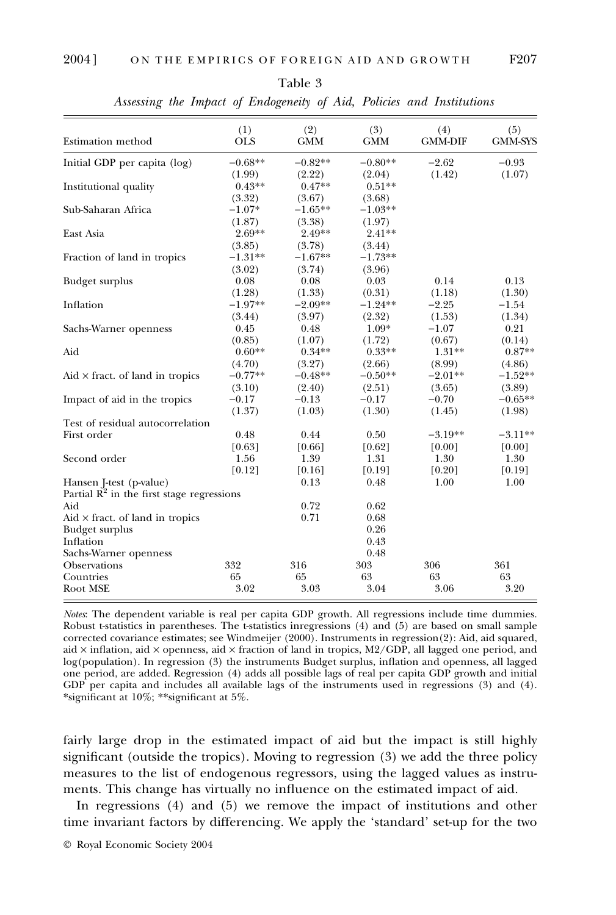Table 3

*Assessing the Impact of Endogeneity of Aid, Policies and Institutions*

| Estimation method | (1) OLS | (2) GMM | (3) GMM | (4) GMM-DIF | (5) GMM-SYS |
|---|---|---|---|---|---|
| Initial GDP per capita (log) | −0.68** | −0.82** | −0.80** | −2.62 | −0.93 |
| | (1.99) | (2.22) | (2.04) | (1.42) | (1.07) |
| Institutional quality | 0.43** | 0.47** | 0.51** | | |
| | (3.32) | (3.67) | (3.68) | | |
| Sub-Saharan Africa | −1.07* | −1.65** | −1.03** | | |
| | (1.87) | (3.38) | (1.97) | | |
| East Asia | 2.69** | 2.49** | 2.41** | | |
| | (3.85) | (3.78) | (3.44) | | |
| Fraction of land in tropics | −1.31** | −1.67** | −1.73** | | |
| | (3.02) | (3.74) | (3.96) | | |
| Budget surplus | 0.08 | 0.08 | 0.03 | 0.14 | 0.13 |
| | (1.28) | (1.33) | (0.31) | (1.18) | (1.30) |
| Inflation | −1.97** | −2.09** | −1.24** | −2.25 | −1.54 |
| | (3.44) | (3.97) | (2.32) | (1.53) | (1.34) |
| Sachs-Warner openness | 0.45 | 0.48 | 1.09* | −1.07 | 0.21 |
| | (0.85) | (1.07) | (1.72) | (0.67) | (0.14) |
| Aid | 0.60** | 0.34** | 0.33** | 1.31** | 0.87** |
| | (4.70) | (3.27) | (2.66) | (8.99) | (4.86) |
| Aid × fract. of land in tropics | −0.77** | −0.48** | −0.50** | −2.01** | −1.52** |
| | (3.10) | (2.40) | (2.51) | (3.65) | (3.89) |
| Impact of aid in the tropics | −0.17 | −0.13 | −0.17 | −0.70 | −0.65** |
| | (1.37) | (1.03) | (1.30) | (1.45) | (1.98) |
| Test of residual autocorrelation | | | | | |
| First order | 0.48 | 0.44 | 0.50 | −3.19** | −3.11** |
| | [0.63] | [0.66] | [0.62] | [0.00] | [0.00] |
| Second order | 1.56 | 1.39 | 1.31 | 1.30 | 1.30 |
| | [0.12] | [0.16] | [0.19] | [0.20] | [0.19] |
| Hansen J-test (p-value) | | 0.13 | 0.48 | 1.00 | 1.00 |
| Partial $R^2$ in the first stage regressions | | | | | |
| Aid | | 0.72 | 0.62 | | |
| Aid × fract. of land in tropics | | 0.71 | 0.68 | | |
| Budget surplus | | | 0.26 | | |
| Inflation | | | 0.43 | | |
| Sachs-Warner openness | | | 0.48 | | |
| Observations | 332 | 316 | 303 | 306 | 361 |
| Countries | 65 | 65 | 63 | 63 | 63 |
| Root MSE | 3.02 | 3.03 | 3.04 | 3.06 | 3.20 |

*Notes*: The dependent variable is real per capita GDP growth. All regressions include time dummies. Robust t-statistics in parentheses. The t-statistics inregressions (4) and (5) are based on small sample corrected covariance estimates; see Windmeijer (2000). Instruments in regression(2): Aid, aid squared, aid × inflation, aid × openness, aid × fraction of land in tropics, M2/GDP, all lagged one period, and log(population). In regression (3) the instruments Budget surplus, inflation and openness, all lagged one period, are added. Regression (4) adds all possible lags of real per capita GDP growth and initial GDP per capita and includes all available lags of the instruments used in regressions (3) and (4). *significant at 10%; **significant at 5%.

fairly large drop in the estimated impact of aid but the impact is still highly significant (outside the tropics). Moving to regression (3) we add the three policy measures to the list of endogenous regressors, using the lagged values as instruments. This change has virtually no influence on the estimated impact of aid.

In regressions (4) and (5) we remove the impact of institutions and other time invariant factors by differencing. We apply the 'standard' set-up for the two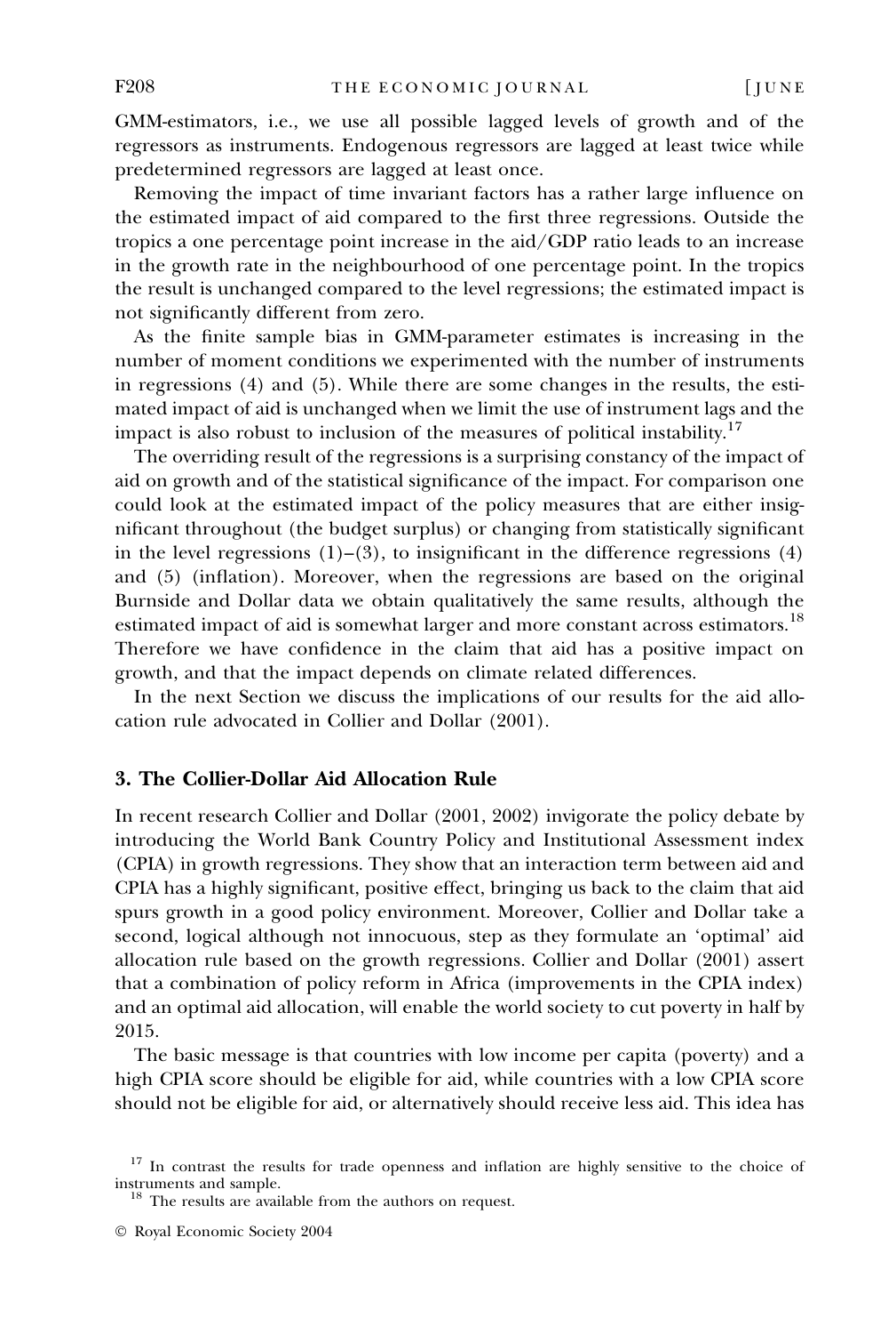GMM-estimators, i.e., we use all possible lagged levels of growth and of the regressors as instruments. Endogenous regressors are lagged at least twice while predetermined regressors are lagged at least once.

Removing the impact of time invariant factors has a rather large influence on the estimated impact of aid compared to the first three regressions. Outside the tropics a one percentage point increase in the aid/GDP ratio leads to an increase in the growth rate in the neighbourhood of one percentage point. In the tropics the result is unchanged compared to the level regressions; the estimated impact is not significantly different from zero.

As the finite sample bias in GMM-parameter estimates is increasing in the number of moment conditions we experimented with the number of instruments in regressions (4) and (5). While there are some changes in the results, the estimated impact of aid is unchanged when we limit the use of instrument lags and the impact is also robust to inclusion of the measures of political instability.[17]

The overriding result of the regressions is a surprising constancy of the impact of aid on growth and of the statistical significance of the impact. For comparison one could look at the estimated impact of the policy measures that are either insignificant throughout (the budget surplus) or changing from statistically significant in the level regressions (1)–(3), to insignificant in the difference regressions (4) and (5) (inflation). Moreover, when the regressions are based on the original Burnside and Dollar data we obtain qualitatively the same results, although the estimated impact of aid is somewhat larger and more constant across estimators.[18] Therefore we have confidence in the claim that aid has a positive impact on growth, and that the impact depends on climate related differences.

In the next Section we discuss the implications of our results for the aid allocation rule advocated in Collier and Dollar (2001).

## 3. The Collier-Dollar Aid Allocation Rule

In recent research Collier and Dollar (2001, 2002) invigorate the policy debate by introducing the World Bank Country Policy and Institutional Assessment index (CPIA) in growth regressions. They show that an interaction term between aid and CPIA has a highly significant, positive effect, bringing us back to the claim that aid spurs growth in a good policy environment. Moreover, Collier and Dollar take a second, logical although not innocuous, step as they formulate an 'optimal' aid allocation rule based on the growth regressions. Collier and Dollar (2001) assert that a combination of policy reform in Africa (improvements in the CPIA index) and an optimal aid allocation, will enable the world society to cut poverty in half by 2015.

The basic message is that countries with low income per capita (poverty) and a high CPIA score should be eligible for aid, while countries with a low CPIA score should not be eligible for aid, or alternatively should receive less aid. This idea has

[17] In contrast the results for trade openness and inflation are highly sensitive to the choice of instruments and sample.

[18] The results are available from the authors on request.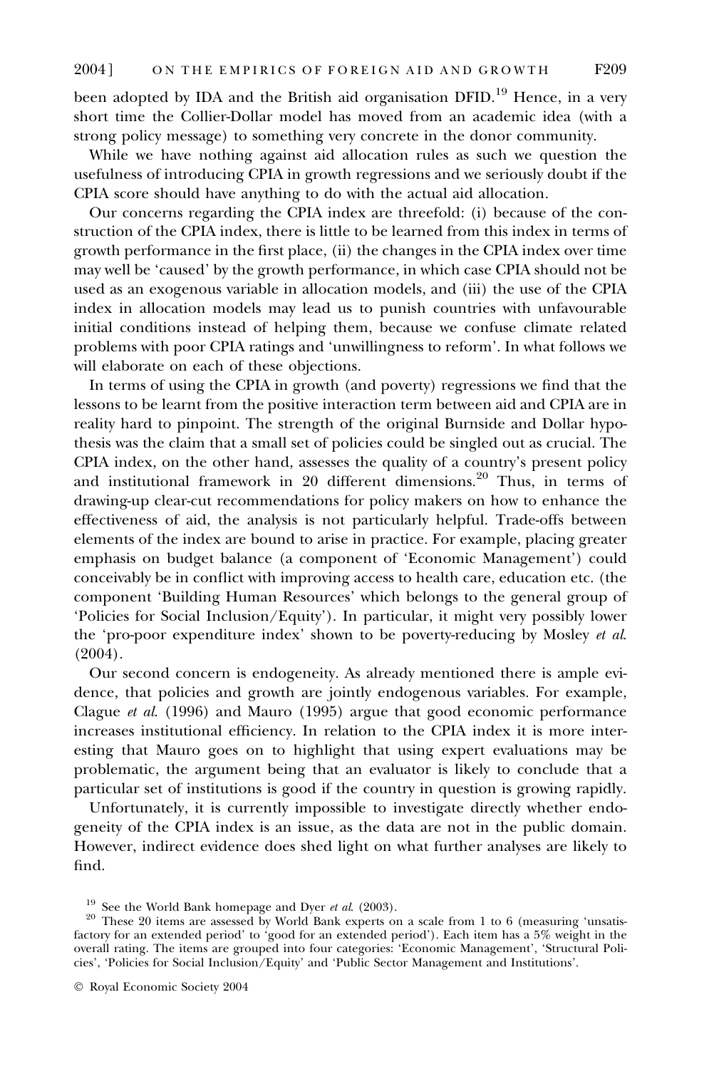been adopted by IDA and the British aid organisation DFID.[19] Hence, in a very short time the Collier-Dollar model has moved from an academic idea (with a strong policy message) to something very concrete in the donor community.

While we have nothing against aid allocation rules as such we question the usefulness of introducing CPIA in growth regressions and we seriously doubt if the CPIA score should have anything to do with the actual aid allocation.

Our concerns regarding the CPIA index are threefold: (i) because of the construction of the CPIA index, there is little to be learned from this index in terms of growth performance in the first place, (ii) the changes in the CPIA index over time may well be 'caused' by the growth performance, in which case CPIA should not be used as an exogenous variable in allocation models, and (iii) the use of the CPIA index in allocation models may lead us to punish countries with unfavourable initial conditions instead of helping them, because we confuse climate related problems with poor CPIA ratings and 'unwillingness to reform'. In what follows we will elaborate on each of these objections.

In terms of using the CPIA in growth (and poverty) regressions we find that the lessons to be learnt from the positive interaction term between aid and CPIA are in reality hard to pinpoint. The strength of the original Burnside and Dollar hypothesis was the claim that a small set of policies could be singled out as crucial. The CPIA index, on the other hand, assesses the quality of a country's present policy and institutional framework in 20 different dimensions.[20] Thus, in terms of drawing-up clear-cut recommendations for policy makers on how to enhance the effectiveness of aid, the analysis is not particularly helpful. Trade-offs between elements of the index are bound to arise in practice. For example, placing greater emphasis on budget balance (a component of 'Economic Management') could conceivably be in conflict with improving access to health care, education etc. (the component 'Building Human Resources' which belongs to the general group of 'Policies for Social Inclusion/Equity'). In particular, it might very possibly lower the 'pro-poor expenditure index' shown to be poverty-reducing by Mosley *et al.* (2004).

Our second concern is endogeneity. As already mentioned there is ample evidence, that policies and growth are jointly endogenous variables. For example, Clague *et al.* (1996) and Mauro (1995) argue that good economic performance increases institutional efficiency. In relation to the CPIA index it is more interesting that Mauro goes on to highlight that using expert evaluations may be problematic, the argument being that an evaluator is likely to conclude that a particular set of institutions is good if the country in question is growing rapidly.

Unfortunately, it is currently impossible to investigate directly whether endogeneity of the CPIA index is an issue, as the data are not in the public domain. However, indirect evidence does shed light on what further analyses are likely to find.

---

[19] See the World Bank homepage and Dyer *et al.* (2003).

[20] These 20 items are assessed by World Bank experts on a scale from 1 to 6 (measuring 'unsatisfactory for an extended period' to 'good for an extended period'). Each item has a 5% weight in the overall rating. The items are grouped into four categories: 'Economic Management', 'Structural Policies', 'Policies for Social Inclusion/Equity' and 'Public Sector Management and Institutions'.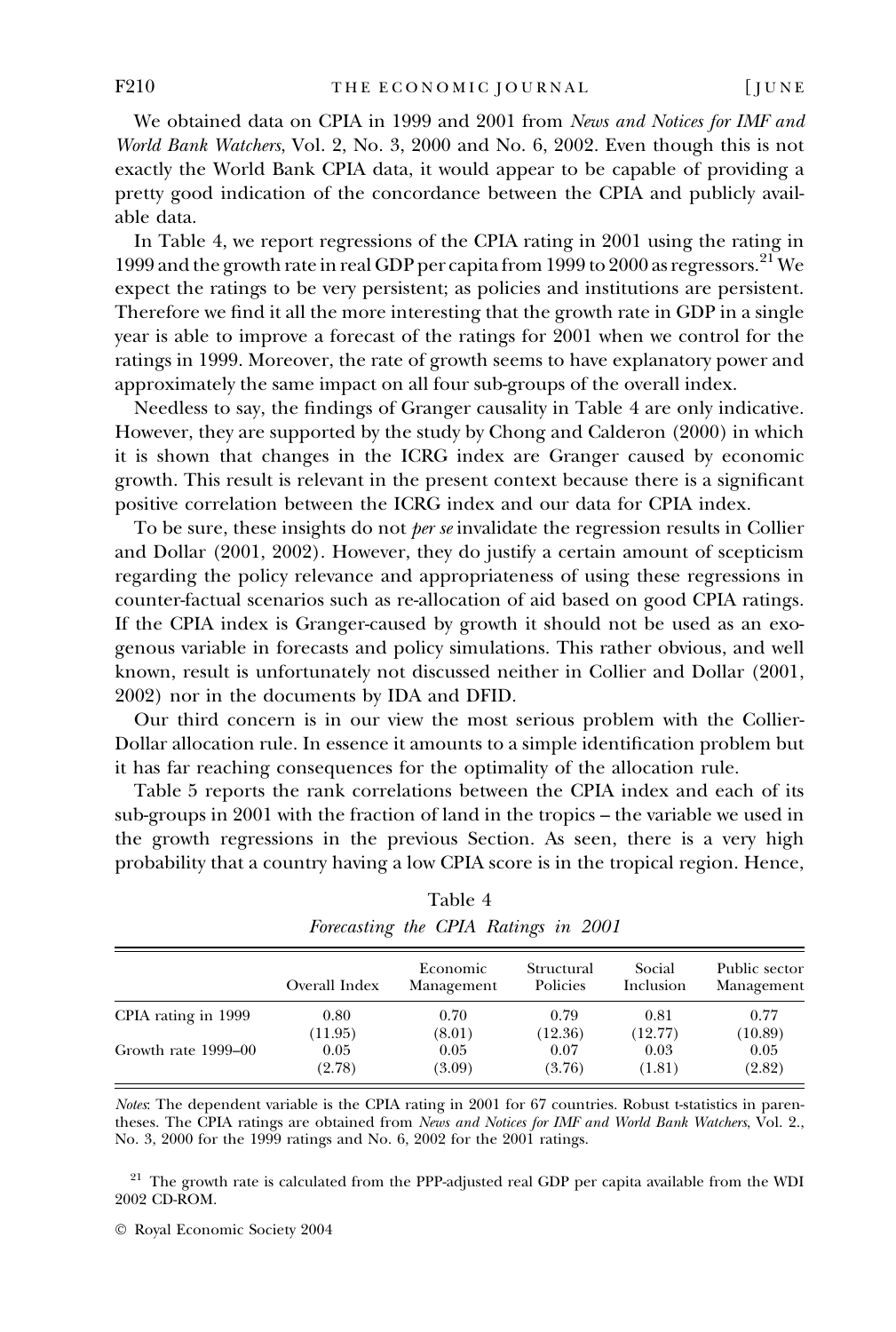We obtained data on CPIA in 1999 and 2001 from *News and Notices for IMF and World Bank Watchers*, Vol. 2, No. 3, 2000 and No. 6, 2002. Even though this is not exactly the World Bank CPIA data, it would appear to be capable of providing a pretty good indication of the concordance between the CPIA and publicly available data.

In Table 4, we report regressions of the CPIA rating in 2001 using the rating in 1999 and the growth rate in real GDP per capita from 1999 to 2000 as regressors.[21] We expect the ratings to be very persistent; as policies and institutions are persistent. Therefore we find it all the more interesting that the growth rate in GDP in a single year is able to improve a forecast of the ratings for 2001 when we control for the ratings in 1999. Moreover, the rate of growth seems to have explanatory power and approximately the same impact on all four sub-groups of the overall index.

Needless to say, the findings of Granger causality in Table 4 are only indicative. However, they are supported by the study by Chong and Calderon (2000) in which it is shown that changes in the ICRG index are Granger caused by economic growth. This result is relevant in the present context because there is a significant positive correlation between the ICRG index and our data for CPIA index.

To be sure, these insights do not *per se* invalidate the regression results in Collier and Dollar (2001, 2002). However, they do justify a certain amount of scepticism regarding the policy relevance and appropriateness of using these regressions in counter-factual scenarios such as re-allocation of aid based on good CPIA ratings. If the CPIA index is Granger-caused by growth it should not be used as an exogenous variable in forecasts and policy simulations. This rather obvious, and well known, result is unfortunately not discussed neither in Collier and Dollar (2001, 2002) nor in the documents by IDA and DFID.

Our third concern is in our view the most serious problem with the Collier-Dollar allocation rule. In essence it amounts to a simple identification problem but it has far reaching consequences for the optimality of the allocation rule.

Table 5 reports the rank correlations between the CPIA index and each of its sub-groups in 2001 with the fraction of land in the tropics – the variable we used in the growth regressions in the previous Section. As seen, there is a very high probability that a country having a low CPIA score is in the tropical region. Hence,

Table 4
*Forecasting the CPIA Ratings in 2001*

| | Overall Index | Economic Management | Structural Policies | Social Inclusion | Public sector Management |
|---|---|---|---|---|---|
| CPIA rating in 1999 | 0.80 | 0.70 | 0.79 | 0.81 | 0.77 |
| | (11.95) | (8.01) | (12.36) | (12.77) | (10.89) |
| Growth rate 1999–00 | 0.05 | 0.05 | 0.07 | 0.03 | 0.05 |
| | (2.78) | (3.09) | (3.76) | (1.81) | (2.82) |

*Notes*: The dependent variable is the CPIA rating in 2001 for 67 countries. Robust t-statistics in parentheses. The CPIA ratings are obtained from *News and Notices for IMF and World Bank Watchers*, Vol. 2., No. 3, 2000 for the 1999 ratings and No. 6, 2002 for the 2001 ratings.

[21] The growth rate is calculated from the PPP-adjusted real GDP per capita available from the WDI 2002 CD-ROM.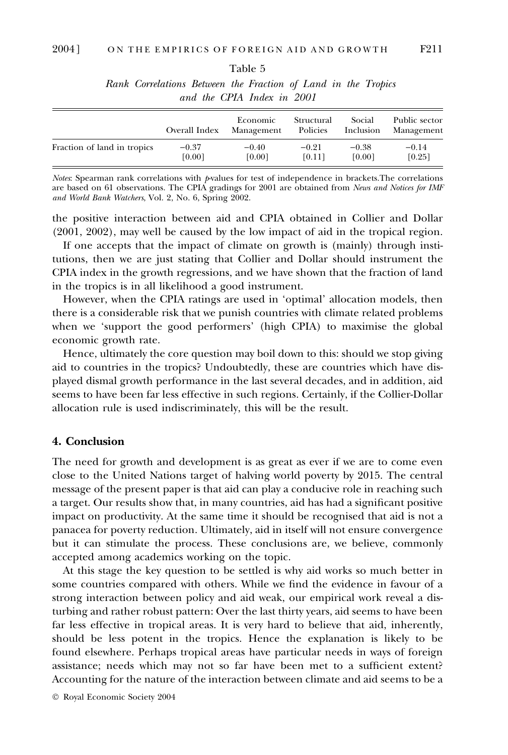Table 5

*Rank Correlations Between the Fraction of Land in the Tropics and the CPIA Index in 2001*

| | Overall Index | Economic Management | Structural Policies | Social Inclusion | Public sector Management |
|---|---|---|---|---|---|
| Fraction of land in tropics | −0.37 | −0.40 | −0.21 | −0.38 | −0.14 |
| | [0.00] | [0.00] | [0.11] | [0.00] | [0.25] |

*Notes*: Spearman rank correlations with *p*-values for test of independence in brackets.The correlations are based on 61 observations. The CPIA gradings for 2001 are obtained from *News and Notices for IMF and World Bank Watchers*, Vol. 2, No. 6, Spring 2002.

the positive interaction between aid and CPIA obtained in Collier and Dollar (2001, 2002), may well be caused by the low impact of aid in the tropical region.

If one accepts that the impact of climate on growth is (mainly) through institutions, then we are just stating that Collier and Dollar should instrument the CPIA index in the growth regressions, and we have shown that the fraction of land in the tropics is in all likelihood a good instrument.

However, when the CPIA ratings are used in 'optimal' allocation models, then there is a considerable risk that we punish countries with climate related problems when we 'support the good performers' (high CPIA) to maximise the global economic growth rate.

Hence, ultimately the core question may boil down to this: should we stop giving aid to countries in the tropics? Undoubtedly, these are countries which have displayed dismal growth performance in the last several decades, and in addition, aid seems to have been far less effective in such regions. Certainly, if the Collier-Dollar allocation rule is used indiscriminately, this will be the result.

## 4. Conclusion

The need for growth and development is as great as ever if we are to come even close to the United Nations target of halving world poverty by 2015. The central message of the present paper is that aid can play a conducive role in reaching such a target. Our results show that, in many countries, aid has had a significant positive impact on productivity. At the same time it should be recognised that aid is not a panacea for poverty reduction. Ultimately, aid in itself will not ensure convergence but it can stimulate the process. These conclusions are, we believe, commonly accepted among academics working on the topic.

At this stage the key question to be settled is why aid works so much better in some countries compared with others. While we find the evidence in favour of a strong interaction between policy and aid weak, our empirical work reveal a disturbing and rather robust pattern: Over the last thirty years, aid seems to have been far less effective in tropical areas. It is very hard to believe that aid, inherently, should be less potent in the tropics. Hence the explanation is likely to be found elsewhere. Perhaps tropical areas have particular needs in ways of foreign assistance; needs which may not so far have been met to a sufficient extent? Accounting for the nature of the interaction between climate and aid seems to be a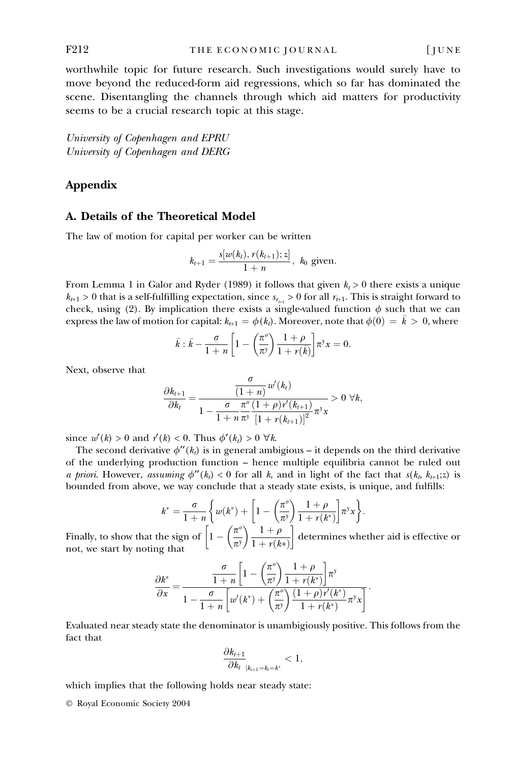worthwhile topic for future research. Such investigations would surely have to move beyond the reduced-form aid regressions, which so far has dominated the scene. Disentangling the channels through which aid matters for productivity seems to be a crucial research topic at this stage.

*University of Copenhagen and EPRU*
*University of Copenhagen and DERG*

## Appendix

### A. Details of the Theoretical Model

The law of motion for capital per worker can be written

$$k_{t+1} = \frac{s[w(k_t), r(k_{t+1}); z]}{1+n}, \; k_0 \text{ given}.$$

From Lemma 1 in Galor and Ryder (1989) it follows that given $k_t > 0$ there exists a unique $k_{t+1} > 0$ that is a self-fulfilling expectation, since $s_{r_{t+1}} > 0$ for all $r_{t+1}$. This is straight forward to check, using (2). By implication there exists a single-valued function $\phi$ such that we can express the law of motion for capital: $k_{t+1} = \phi(k_t)$. Moreover, note that $\phi(0) = \bar{k} > 0$, where

$$\bar{k} : \bar{k} - \frac{\sigma}{1+n}\left[1 - \left(\frac{\pi^o}{\pi^y}\right)\frac{1+\rho}{1+r(\bar{k})}\right]\pi^y x = 0.$$

Next, observe that

$$\frac{\partial k_{t+1}}{\partial k_t} = \frac{\dfrac{\sigma}{(1+n)}w'(k_t)}{1 - \dfrac{\sigma}{1+n}\dfrac{\pi^o}{\pi^y}\dfrac{(1+\rho)r'(k_{t+1})}{[1+r(k_{t+1})]^2}\pi^y x} > 0 \;\forall k,$$

since $w'(k) > 0$ and $r'(k) < 0$. Thus $\phi'(k_t) > 0 \;\forall k$.

The second derivative $\phi''(k_t)$ is in general ambiguous – it depends on the third derivative of the underlying production function – hence multiple equilibria cannot be ruled out *a priori*. However, *assuming* $\phi''(k_t) < 0$ for all $k$, and in light of the fact that $s(k_t, k_{t+1}; z)$ is bounded from above, we way conclude that a steady state exists, is unique, and fulfills:

$$k^* = \frac{\sigma}{1+n}\left\{w(k^*) + \left[1 - \left(\frac{\pi^o}{\pi^y}\right)\frac{1+\rho}{1+r(k^*)}\right]\pi^y x\right\}.$$

Finally, to show that the sign of $\left[1 - \left(\dfrac{\pi^o}{\pi^y}\right)\dfrac{1+\rho}{1+r(k*)}\right]$ determines whether aid is effective or not, we start by noting that

$$\frac{\partial k^*}{\partial x} = \frac{\dfrac{\sigma}{1+n}\left[1 - \left(\dfrac{\pi^o}{\pi^y}\right)\dfrac{1+\rho}{1+r(k^*)}\right]\pi^y}{1 - \dfrac{\sigma}{1+n}\left[w'(k^*) + \left(\dfrac{\pi^o}{\pi^y}\right)\dfrac{(1+\rho)r'(k^*)}{1+r(k^*)}\pi^y x\right]}.$$

Evaluated near steady state the denominator is unambigiously positive. This follows from the fact that

$$\left.\frac{\partial k_{t+1}}{\partial k_t}\right|_{k_{t+1}=k_t=k^*} < 1,$$

which implies that the following holds near steady state: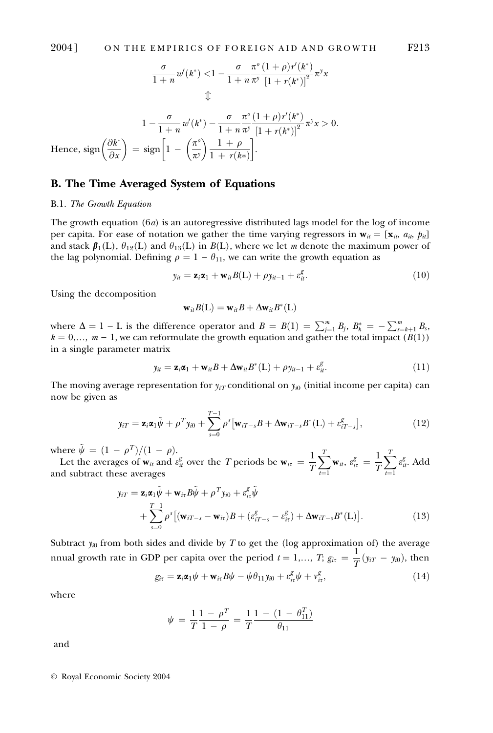$$\frac{\sigma}{1+n}w'(k^*) < 1 - \frac{\sigma}{1+n}\frac{\pi^o}{\pi^y}\frac{(1+\rho)r'(k^*)}{[1+r(k^*)]^2}\pi^y x$$

$$\Updownarrow$$

$$1 - \frac{\sigma}{1+n}w'(k^*) - \frac{\sigma}{1+n}\frac{\pi^o}{\pi^y}\frac{(1+\rho)r'(k^*)}{[1+r(k^*)]^2}\pi^y x > 0.$$

Hence, $\text{sign}\left(\frac{\partial k^*}{\partial x}\right) = \text{sign}\left[1 - \left(\frac{\pi^o}{\pi^y}\right)\frac{1+\rho}{1+r(k*)}\right]$.

## B. The Time Averaged System of Equations

### B.1. *The Growth Equation*

The growth equation (6*a*) is an autoregressive distributed lags model for the log of income per capita. For ease of notation we gather the time varying regressors in $\mathbf{w}_{it} = [\mathbf{x}_{it}, a_{it}, p_{it}]$ and stack $\boldsymbol{\beta}_1(\mathrm{L})$, $\theta_{12}(\mathrm{L})$ and $\theta_{13}(\mathrm{L})$ in $B(\mathrm{L})$, where we let $m$ denote the maximum power of the lag polynomial. Defining $\rho = 1 - \theta_{11}$, we can write the growth equation as

$$y_{it} = \mathbf{z}_i\boldsymbol{\alpha}_1 + \mathbf{w}_{it}B(\mathrm{L}) + \rho y_{it-1} + \varepsilon^g_{it}. \tag{10}$$

Using the decomposition

$$\mathbf{w}_{it}B(\mathrm{L}) = \mathbf{w}_{it}B + \Delta\mathbf{w}_{it}B^*(\mathrm{L})$$

where $\Delta = 1 - \mathrm{L}$ is the difference operator and $B = B(1) = \sum_{j=1}^{m} B_j$, $B^*_k = -\sum_{s=k+1}^{m} B_s$, $k = 0, \ldots, m-1$, we can reformulate the growth equation and gather the total impact ($B(1)$) in a single parameter matrix

$$y_{it} = \mathbf{z}_i\boldsymbol{\alpha}_1 + \mathbf{w}_{it}B + \Delta\mathbf{w}_{it}B^*(\mathrm{L}) + \rho y_{it-1} + \varepsilon^g_{it}. \tag{11}$$

The moving average representation for $y_{iT}$ conditional on $y_{i0}$ (initial income per capita) can now be given as

$$y_{iT} = \mathbf{z}_i\boldsymbol{\alpha}_1\tilde{\psi} + \rho^T y_{i0} + \sum_{s=0}^{T-1}\rho^s\left[\mathbf{w}_{iT-s}B + \Delta\mathbf{w}_{iT-s}B^*(\mathrm{L}) + \varepsilon^g_{iT-s}\right], \tag{12}$$

where $\tilde{\psi} = (1-\rho^T)/(1-\rho)$.

Let the averages of $\mathbf{w}_{it}$ and $\varepsilon^g_{it}$ over the $T$ periods be $\mathbf{w}_{i\tau} = \frac{1}{T}\sum_{t=1}^{T}\mathbf{w}_{it}$, $\varepsilon^g_{i\tau} = \frac{1}{T}\sum_{t=1}^{T}\varepsilon^g_{it}$. Add and subtract these averages

$$\begin{aligned} y_{iT} = {} & \mathbf{z}_i\boldsymbol{\alpha}_1\tilde{\psi} + \mathbf{w}_{i\tau}B\tilde{\psi} + \rho^T y_{i0} + \varepsilon^g_{i\tau}\tilde{\psi} \\ & + \sum_{s=0}^{T-1}\rho^s\left[(\mathbf{w}_{iT-s} - \mathbf{w}_{i\tau})B + (\varepsilon^g_{iT-s} - \varepsilon^g_{i\tau}) + \Delta\mathbf{w}_{iT-s}B^*(\mathrm{L})\right]. \end{aligned} \tag{13}$$

Subtract $y_{i0}$ from both sides and divide by $T$ to get the (log approximation of) the average nnual growth rate in GDP per capita over the period $t = 1, \ldots, T$; $g_{i\tau} = \frac{1}{T}(y_{iT} - y_{i0})$, then

$$g_{i\tau} = \mathbf{z}_i\boldsymbol{\alpha}_1\psi + \mathbf{w}_{i\tau}B\psi - \psi\theta_{11}y_{i0} + \varepsilon^g_{i\tau}\psi + v^g_{i\tau}, \tag{14}$$

where

$$\psi = \frac{1}{T}\frac{1-\rho^T}{1-\rho} = \frac{1}{T}\frac{1-(1-\theta_{11}^T)}{\theta_{11}}$$

and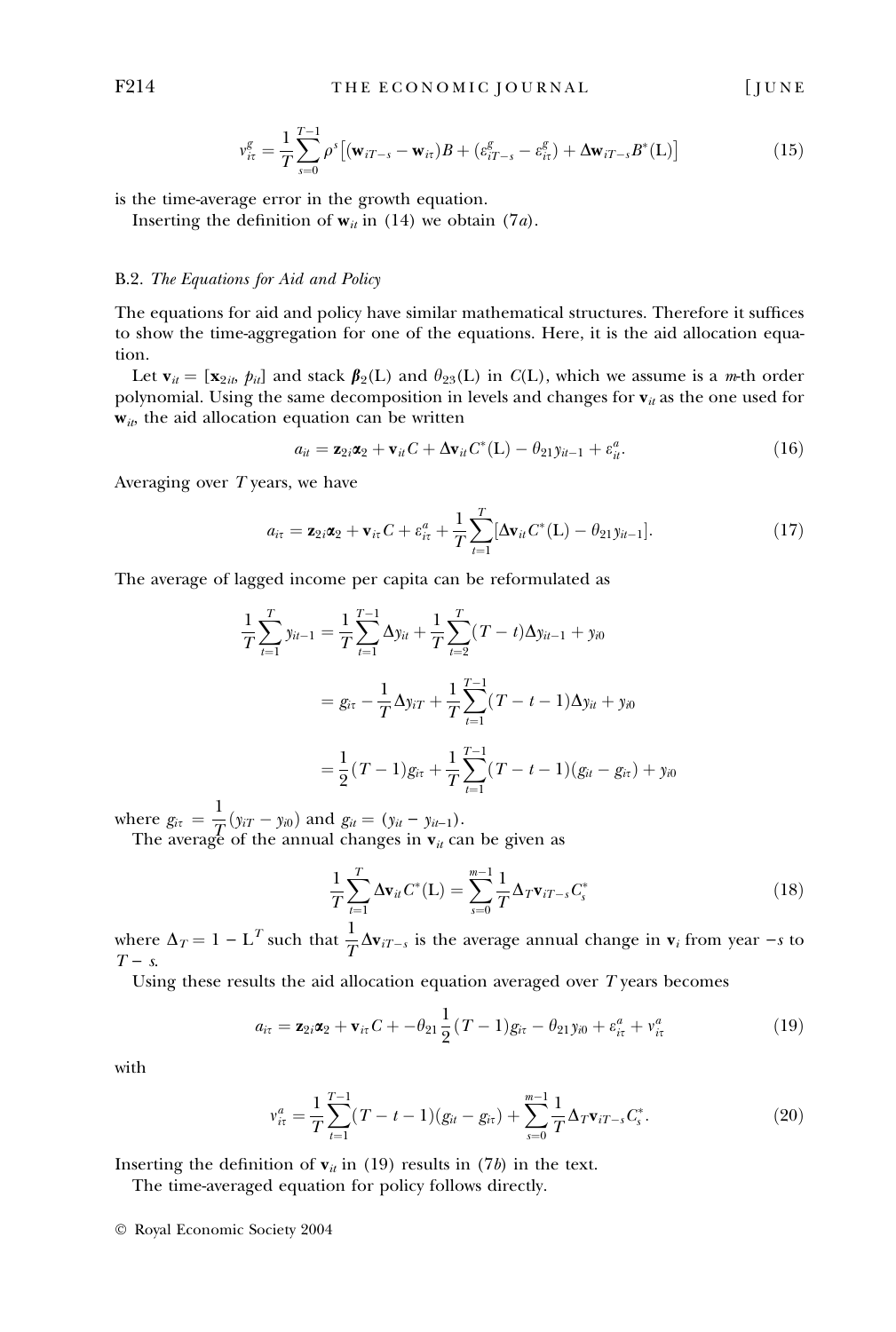$$v_{i\tau}^{g} = \frac{1}{T}\sum_{s=0}^{T-1}\rho^{s}\left[(\mathbf{w}_{iT-s} - \mathbf{w}_{i\tau})B + (\varepsilon_{iT-s}^{g} - \varepsilon_{i\tau}^{g}) + \Delta\mathbf{w}_{iT-s}B^{*}(\mathrm{L})\right] \tag{15}$$

is the time-average error in the growth equation.

Inserting the definition of $\mathbf{w}_{it}$ in (14) we obtain (7*a*).

### B.2. *The Equations for Aid and Policy*

The equations for aid and policy have similar mathematical structures. Therefore it suffices to show the time-aggregation for one of the equations. Here, it is the aid allocation equation.

Let $\mathbf{v}_{it} = [\mathbf{x}_{2it}, p_{it}]$ and stack $\boldsymbol{\beta}_2(\mathrm{L})$ and $\theta_{23}(\mathrm{L})$ in $C(\mathrm{L})$, which we assume is a $m$-th order polynomial. Using the same decomposition in levels and changes for $\mathbf{v}_{it}$ as the one used for $\mathbf{w}_{it}$, the aid allocation equation can be written

$$a_{it} = \mathbf{z}_{2i}\boldsymbol{\alpha}_2 + \mathbf{v}_{it}C + \Delta\mathbf{v}_{it}C^{*}(\mathrm{L}) - \theta_{21}y_{it-1} + \varepsilon_{it}^{a}. \tag{16}$$

Averaging over $T$ years, we have

$$a_{i\tau} = \mathbf{z}_{2i}\boldsymbol{\alpha}_2 + \mathbf{v}_{i\tau}C + \varepsilon_{i\tau}^{a} + \frac{1}{T}\sum_{t=1}^{T}[\Delta\mathbf{v}_{it}C^{*}(\mathrm{L}) - \theta_{21}y_{it-1}]. \tag{17}$$

The average of lagged income per capita can be reformulated as

$$\begin{aligned}
\frac{1}{T}\sum_{t=1}^{T}y_{it-1} &= \frac{1}{T}\sum_{t=1}^{T-1}\Delta y_{it} + \frac{1}{T}\sum_{t=2}^{T}(T-t)\Delta y_{it-1} + y_{i0} \\
&= g_{i\tau} - \frac{1}{T}\Delta y_{iT} + \frac{1}{T}\sum_{t=1}^{T-1}(T-t-1)\Delta y_{it} + y_{i0} \\
&= \frac{1}{2}(T-1)g_{i\tau} + \frac{1}{T}\sum_{t=1}^{T-1}(T-t-1)(g_{it} - g_{i\tau}) + y_{i0}
\end{aligned}$$

where $g_{i\tau} = \dfrac{1}{T}(y_{iT} - y_{i0})$ and $g_{it} = (y_{it} - y_{it-1})$.

The average of the annual changes in $\mathbf{v}_{it}$ can be given as

$$\frac{1}{T}\sum_{t=1}^{T}\Delta\mathbf{v}_{it}C^{*}(\mathrm{L}) = \sum_{s=0}^{m-1}\frac{1}{T}\Delta_T\mathbf{v}_{iT-s}C_s^{*} \tag{18}$$

where $\Delta_T = 1 - \mathrm{L}^T$ such that $\dfrac{1}{T}\Delta\mathbf{v}_{iT-s}$ is the average annual change in $\mathbf{v}_i$ from year $-s$ to $T-s$.

Using these results the aid allocation equation averaged over $T$ years becomes

$$a_{i\tau} = \mathbf{z}_{2i}\boldsymbol{\alpha}_2 + \mathbf{v}_{i\tau}C + -\theta_{21}\frac{1}{2}(T-1)g_{i\tau} - \theta_{21}y_{i0} + \varepsilon_{i\tau}^{a} + v_{i\tau}^{a} \tag{19}$$

with

$$v_{i\tau}^{a} = \frac{1}{T}\sum_{t=1}^{T-1}(T-t-1)(g_{it} - g_{i\tau}) + \sum_{s=0}^{m-1}\frac{1}{T}\Delta_T\mathbf{v}_{iT-s}C_s^{*}. \tag{20}$$

Inserting the definition of $\mathbf{v}_{it}$ in (19) results in (7*b*) in the text.

The time-averaged equation for policy follows directly.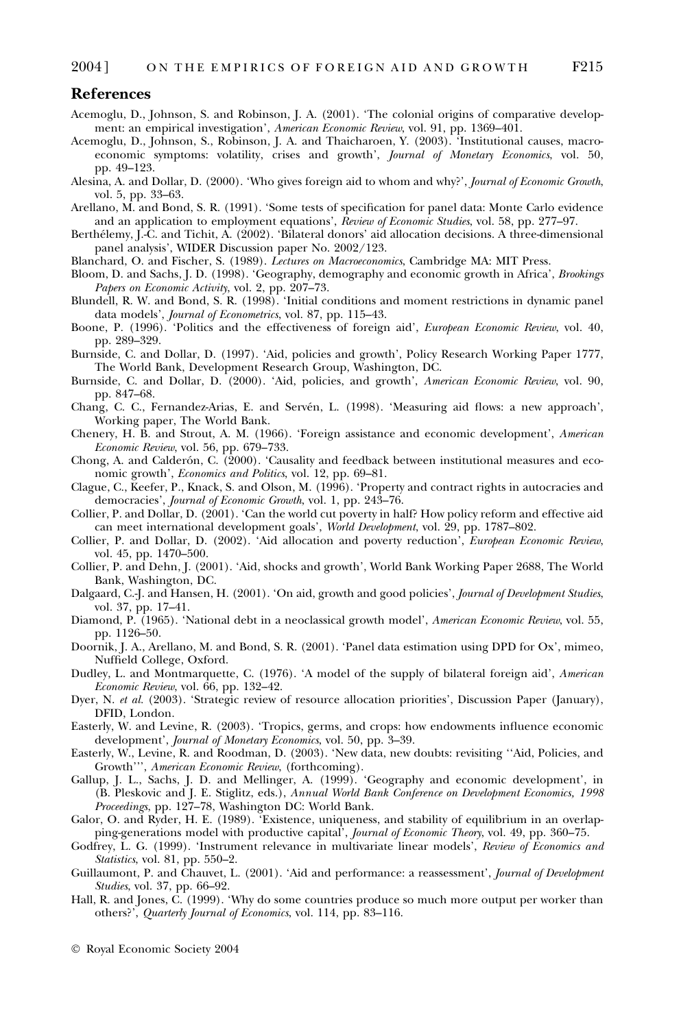## References

Acemoglu, D., Johnson, S. and Robinson, J. A. (2001). 'The colonial origins of comparative development: an empirical investigation', *American Economic Review*, vol. 91, pp. 1369–401.

Acemoglu, D., Johnson, S., Robinson, J. A. and Thaicharoen, Y. (2003). 'Institutional causes, macroeconomic symptoms: volatility, crises and growth', *Journal of Monetary Economics*, vol. 50, pp. 49–123.

Alesina, A. and Dollar, D. (2000). 'Who gives foreign aid to whom and why?', *Journal of Economic Growth*, vol. 5, pp. 33–63.

Arellano, M. and Bond, S. R. (1991). 'Some tests of specification for panel data: Monte Carlo evidence and an application to employment equations', *Review of Economic Studies*, vol. 58, pp. 277–97.

Berthélemy, J.-C. and Tichit, A. (2002). 'Bilateral donors' aid allocation decisions. A three-dimensional panel analysis', WIDER Discussion paper No. 2002/123.

Blanchard, O. and Fischer, S. (1989). *Lectures on Macroeconomics*, Cambridge MA: MIT Press.

Bloom, D. and Sachs, J. D. (1998). 'Geography, demography and economic growth in Africa', *Brookings Papers on Economic Activity*, vol. 2, pp. 207–73.

Blundell, R. W. and Bond, S. R. (1998). 'Initial conditions and moment restrictions in dynamic panel data models', *Journal of Econometrics*, vol. 87, pp. 115–43.

Boone, P. (1996). 'Politics and the effectiveness of foreign aid', *European Economic Review*, vol. 40, pp. 289–329.

Burnside, C. and Dollar, D. (1997). 'Aid, policies and growth', Policy Research Working Paper 1777, The World Bank, Development Research Group, Washington, DC.

Burnside, C. and Dollar, D. (2000). 'Aid, policies, and growth', *American Economic Review*, vol. 90, pp. 847–68.

Chang, C. C., Fernandez-Arias, E. and Servén, L. (1998). 'Measuring aid flows: a new approach', Working paper, The World Bank.

Chenery, H. B. and Strout, A. M. (1966). 'Foreign assistance and economic development', *American Economic Review*, vol. 56, pp. 679–733.

Chong, A. and Calderón, C. (2000). 'Causality and feedback between institutional measures and economic growth', *Economics and Politics*, vol. 12, pp. 69–81.

Clague, C., Keefer, P., Knack, S. and Olson, M. (1996). 'Property and contract rights in autocracies and democracies', *Journal of Economic Growth*, vol. 1, pp. 243–76.

Collier, P. and Dollar, D. (2001). 'Can the world cut poverty in half? How policy reform and effective aid can meet international development goals', *World Development*, vol. 29, pp. 1787–802.

Collier, P. and Dollar, D. (2002). 'Aid allocation and poverty reduction', *European Economic Review*, vol. 45, pp. 1470–500.

Collier, P. and Dehn, J. (2001). 'Aid, shocks and growth', World Bank Working Paper 2688, The World Bank, Washington, DC.

Dalgaard, C.-J. and Hansen, H. (2001). 'On aid, growth and good policies', *Journal of Development Studies*, vol. 37, pp. 17–41.

Diamond, P. (1965). 'National debt in a neoclassical growth model', *American Economic Review*, vol. 55, pp. 1126–50.

Doornik, J. A., Arellano, M. and Bond, S. R. (2001). 'Panel data estimation using DPD for Ox', mimeo, Nuffield College, Oxford.

Dudley, L. and Montmarquette, C. (1976). 'A model of the supply of bilateral foreign aid', *American Economic Review*, vol. 66, pp. 132–42.

Dyer, N. *et al.* (2003). 'Strategic review of resource allocation priorities', Discussion Paper (January), DFID, London.

Easterly, W. and Levine, R. (2003). 'Tropics, germs, and crops: how endowments influence economic development', *Journal of Monetary Economics*, vol. 50, pp. 3–39.

Easterly, W., Levine, R. and Roodman, D. (2003). 'New data, new doubts: revisiting ''Aid, Policies, and Growth''', *American Economic Review*, (forthcoming).

Gallup, J. L., Sachs, J. D. and Mellinger, A. (1999). 'Geography and economic development', in (B. Pleskovic and J. E. Stiglitz, eds.), *Annual World Bank Conference on Development Economics, 1998 Proceedings*, pp. 127–78, Washington DC: World Bank.

Galor, O. and Ryder, H. E. (1989). 'Existence, uniqueness, and stability of equilibrium in an overlapping-generations model with productive capital', *Journal of Economic Theory*, vol. 49, pp. 360–75.

Godfrey, L. G. (1999). 'Instrument relevance in multivariate linear models', *Review of Economics and Statistics*, vol. 81, pp. 550–2.

Guillaumont, P. and Chauvet, L. (2001). 'Aid and performance: a reassessment', *Journal of Development Studies*, vol. 37, pp. 66–92.

Hall, R. and Jones, C. (1999). 'Why do some countries produce so much more output per worker than others?', *Quarterly Journal of Economics*, vol. 114, pp. 83–116.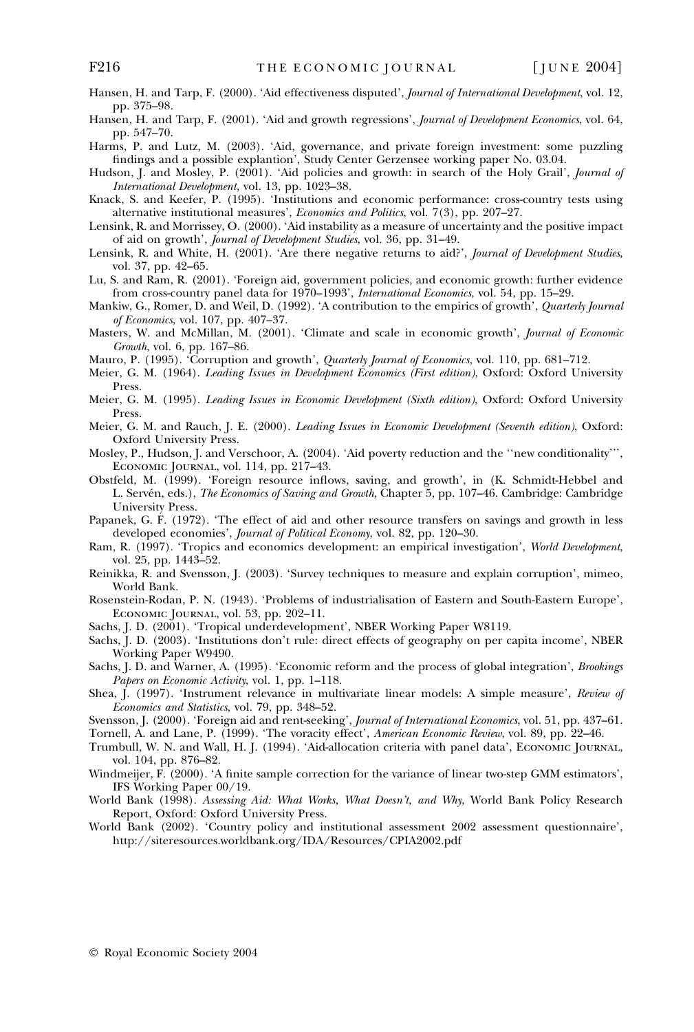Hansen, H. and Tarp, F. (2000). 'Aid effectiveness disputed', *Journal of International Development*, vol. 12, pp. 375–98.

Hansen, H. and Tarp, F. (2001). 'Aid and growth regressions', *Journal of Development Economics*, vol. 64, pp. 547–70.

Harms, P. and Lutz, M. (2003). 'Aid, governance, and private foreign investment: some puzzling findings and a possible explantion', Study Center Gerzensee working paper No. 03.04.

Hudson, J. and Mosley, P. (2001). 'Aid policies and growth: in search of the Holy Grail', *Journal of International Development*, vol. 13, pp. 1023–38.

Knack, S. and Keefer, P. (1995). 'Institutions and economic performance: cross-country tests using alternative institutional measures', *Economics and Politics*, vol. 7(3), pp. 207–27.

Lensink, R. and Morrissey, O. (2000). 'Aid instability as a measure of uncertainty and the positive impact of aid on growth', *Journal of Development Studies*, vol. 36, pp. 31–49.

Lensink, R. and White, H. (2001). 'Are there negative returns to aid?', *Journal of Development Studies*, vol. 37, pp. 42–65.

Lu, S. and Ram, R. (2001). 'Foreign aid, government policies, and economic growth: further evidence from cross-country panel data for 1970–1993', *International Economics*, vol. 54, pp. 15–29.

Mankiw, G., Romer, D. and Weil, D. (1992). 'A contribution to the empirics of growth', *Quarterly Journal of Economics*, vol. 107, pp. 407–37.

Masters, W. and McMillan, M. (2001). 'Climate and scale in economic growth', *Journal of Economic Growth*, vol. 6, pp. 167–86.

Mauro, P. (1995). 'Corruption and growth', *Quarterly Journal of Economics*, vol. 110, pp. 681–712.

Meier, G. M. (1964). *Leading Issues in Development Economics (First edition)*, Oxford: Oxford University Press.

Meier, G. M. (1995). *Leading Issues in Economic Development (Sixth edition)*, Oxford: Oxford University Press.

Meier, G. M. and Rauch, J. E. (2000). *Leading Issues in Economic Development (Seventh edition)*, Oxford: Oxford University Press.

Mosley, P., Hudson, J. and Verschoor, A. (2004). 'Aid poverty reduction and the ''new conditionality''', Economic Journal, vol. 114, pp. 217–43.

Obstfeld, M. (1999). 'Foreign resource inflows, saving, and growth', in (K. Schmidt-Hebbel and L. Servén, eds.), *The Economics of Saving and Growth*, Chapter 5, pp. 107–46. Cambridge: Cambridge University Press.

Papanek, G. F. (1972). 'The effect of aid and other resource transfers on savings and growth in less developed economies', *Journal of Political Economy*, vol. 82, pp. 120–30.

Ram, R. (1997). 'Tropics and economics development: an empirical investigation', *World Development*, vol. 25, pp. 1443–52.

Reinikka, R. and Svensson, J. (2003). 'Survey techniques to measure and explain corruption', mimeo, World Bank.

Rosenstein-Rodan, P. N. (1943). 'Problems of industrialisation of Eastern and South-Eastern Europe', Economic Journal, vol. 53, pp. 202–11.

Sachs, J. D. (2001). 'Tropical underdevelopment', NBER Working Paper W8119.

Sachs, J. D. (2003). 'Institutions don't rule: direct effects of geography on per capita income', NBER Working Paper W9490.

Sachs, J. D. and Warner, A. (1995). 'Economic reform and the process of global integration', *Brookings Papers on Economic Activity*, vol. 1, pp. 1–118.

Shea, J. (1997). 'Instrument relevance in multivariate linear models: A simple measure', *Review of Economics and Statistics*, vol. 79, pp. 348–52.

Svensson, J. (2000). 'Foreign aid and rent-seeking', *Journal of International Economics*, vol. 51, pp. 437–61.

Tornell, A. and Lane, P. (1999). 'The voracity effect', *American Economic Review*, vol. 89, pp. 22–46.

Trumbull, W. N. and Wall, H. J. (1994). 'Aid-allocation criteria with panel data', Economic Journal, vol. 104, pp. 876–82.

Windmeijer, F. (2000). 'A finite sample correction for the variance of linear two-step GMM estimators', IFS Working Paper 00/19.

World Bank (1998). *Assessing Aid: What Works, What Doesn't, and Why*, World Bank Policy Research Report, Oxford: Oxford University Press.

World Bank (2002). 'Country policy and institutional assessment 2002 assessment questionnaire', http://siteresources.worldbank.org/IDA/Resources/CPIA2002.pdf